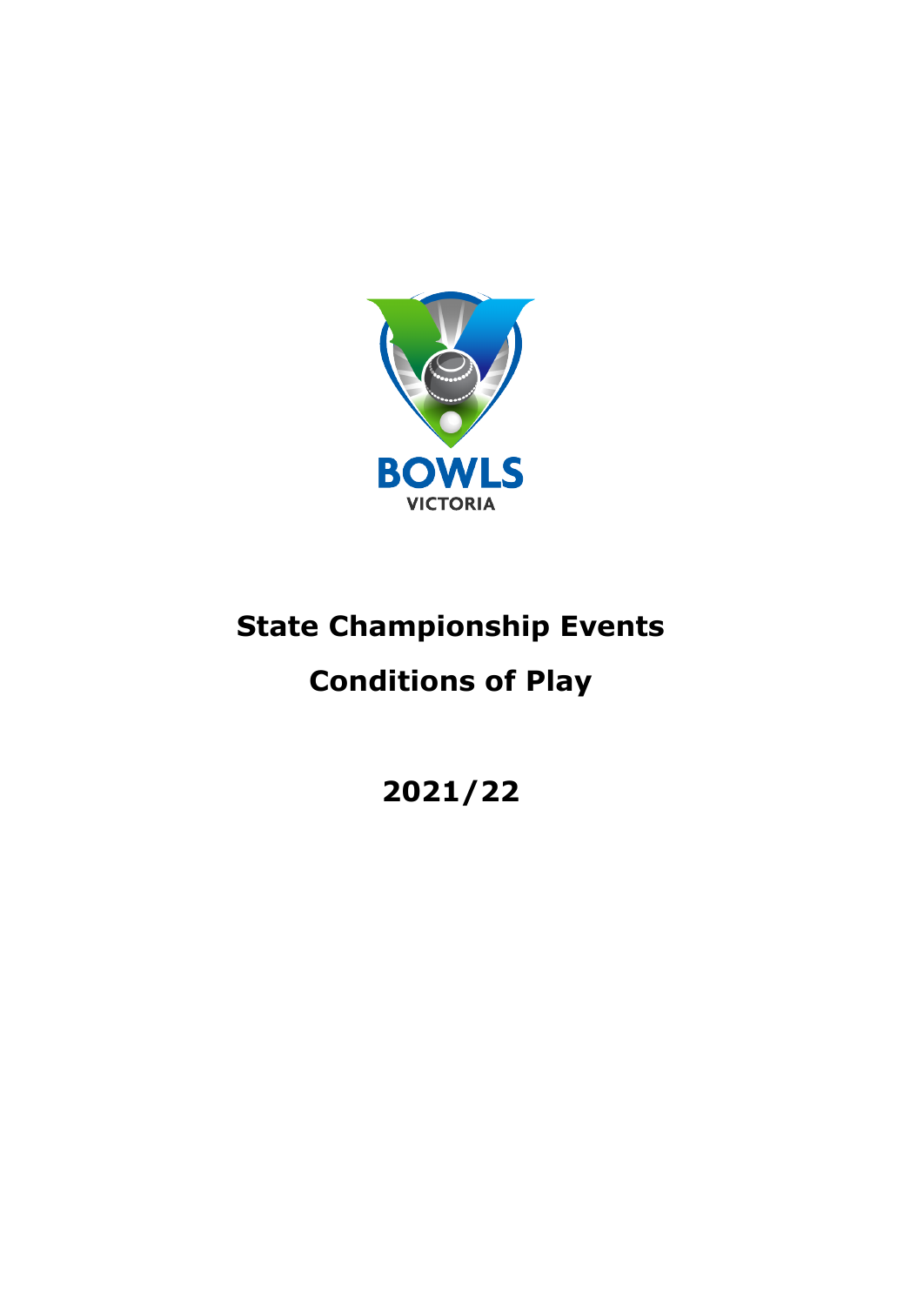# State Championship Events

# Conditions of Play

# 2021/22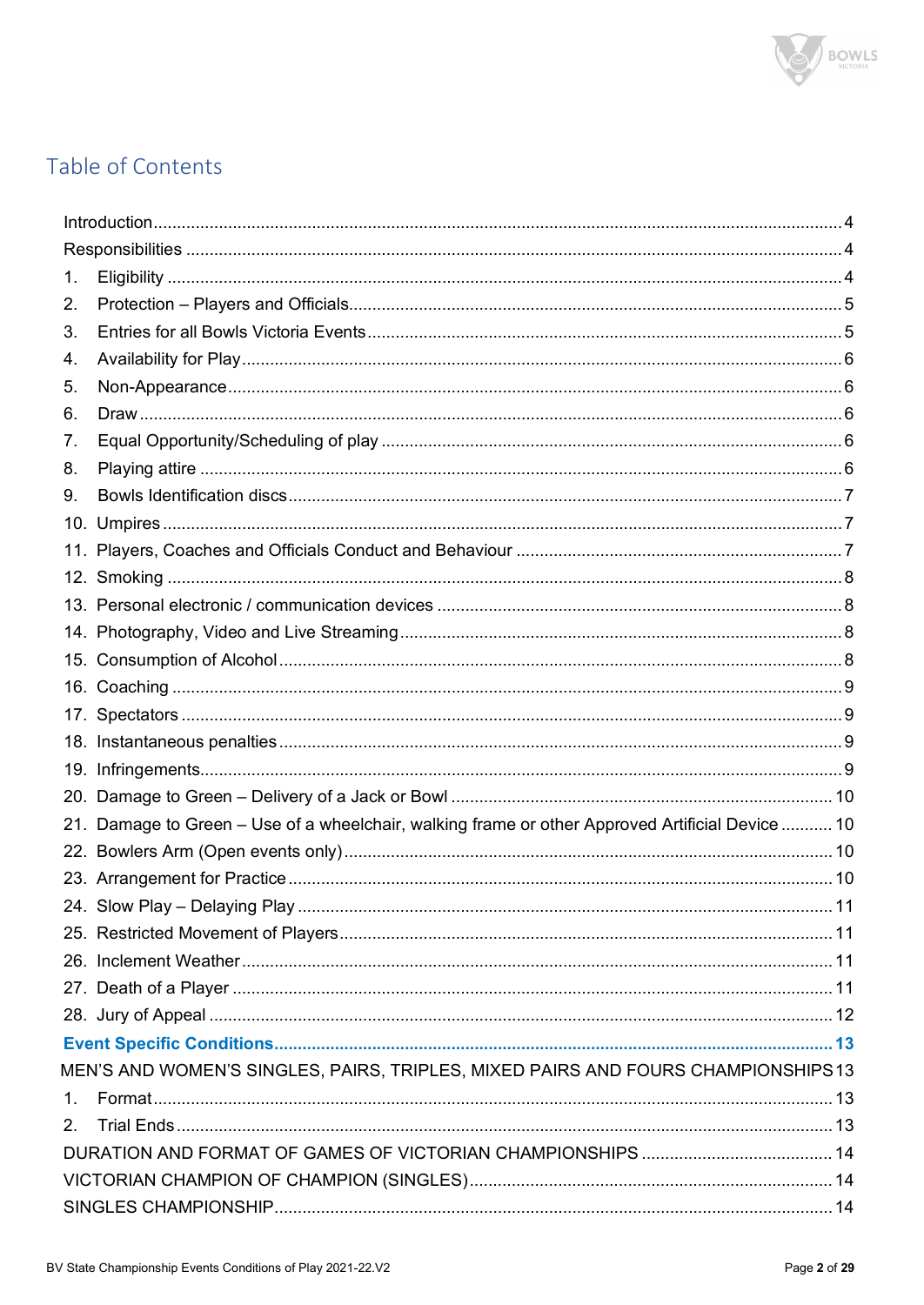## Table of Contents

- Introduction ..... 4
- Responsibilities ..... 4
- 1. Eligibility ..... 4
- 2. Protection – Players and Officials ..... 5
- 3. Entries for all Bowls Victoria Events ..... 5
- 4. Availability for Play ..... 6
- 5. Non-Appearance ..... 6
- 6. Draw ..... 6
- 7. Equal Opportunity/Scheduling of play ..... 6
- 8. Playing attire ..... 6
- 9. Bowls Identification discs ..... 7
- 10. Umpires ..... 7
- 11. Players, Coaches and Officials Conduct and Behaviour ..... 7
- 12. Smoking ..... 8
- 13. Personal electronic / communication devices ..... 8
- 14. Photography, Video and Live Streaming ..... 8
- 15. Consumption of Alcohol ..... 8
- 16. Coaching ..... 9
- 17. Spectators ..... 9
- 18. Instantaneous penalties ..... 9
- 19. Infringements ..... 9
- 20. Damage to Green – Delivery of a Jack or Bowl ..... 10
- 21. Damage to Green – Use of a wheelchair, walking frame or other Approved Artificial Device ..... 10
- 22. Bowlers Arm (Open events only) ..... 10
- 23. Arrangement for Practice ..... 10
- 24. Slow Play – Delaying Play ..... 11
- 25. Restricted Movement of Players ..... 11
- 26. Inclement Weather ..... 11
- 27. Death of a Player ..... 11
- 28. Jury of Appeal ..... 12

**Event Specific Conditions ..... 13**

- MEN'S AND WOMEN'S SINGLES, PAIRS, TRIPLES, MIXED PAIRS AND FOURS CHAMPIONSHIPS ..... 13
- 1. Format ..... 13
- 2. Trial Ends ..... 13
- DURATION AND FORMAT OF GAMES OF VICTORIAN CHAMPIONSHIPS ..... 14
- VICTORIAN CHAMPION OF CHAMPION (SINGLES) ..... 14
- SINGLES CHAMPIONSHIP ..... 14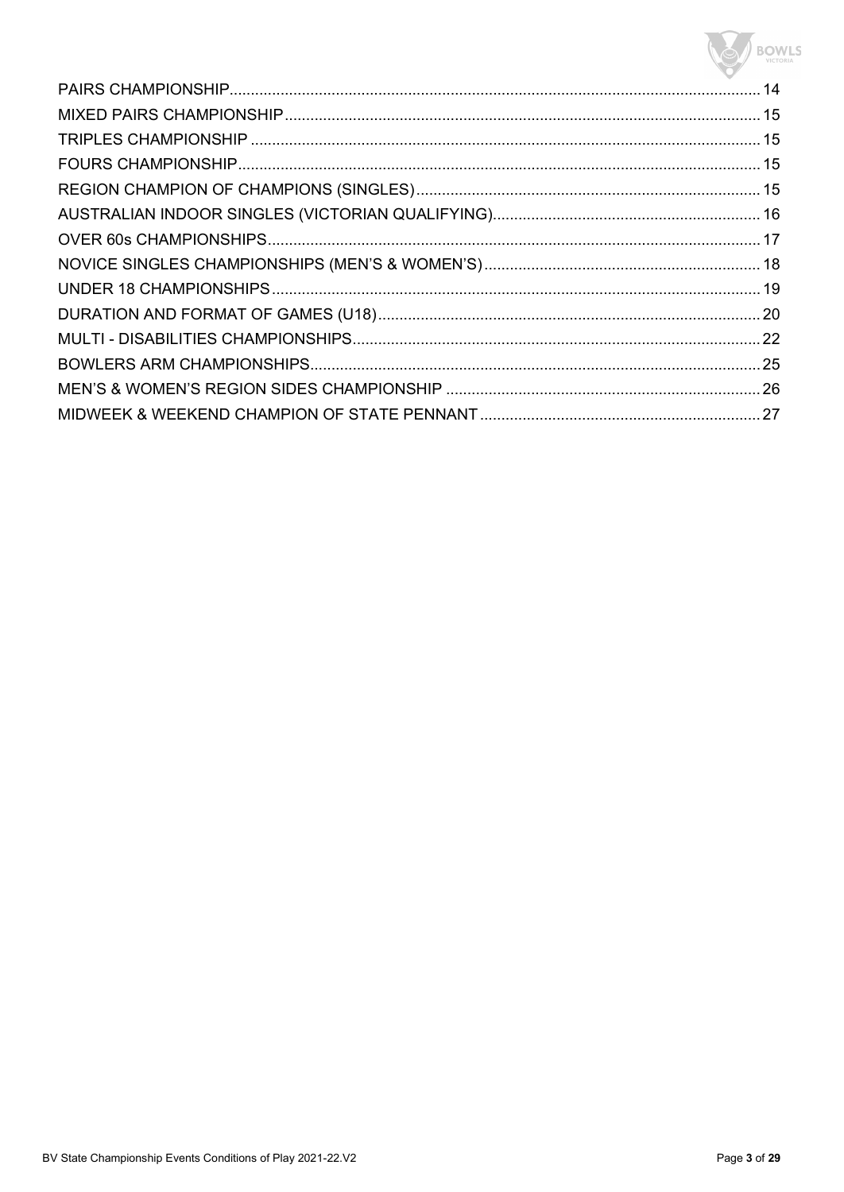PAIRS CHAMPIONSHIP ........................................................................ 14
MIXED PAIRS CHAMPIONSHIP ............................................................... 15
TRIPLES CHAMPIONSHIP ...................................................................... 15
FOURS CHAMPIONSHIP ........................................................................ 15
REGION CHAMPION OF CHAMPIONS (SINGLES) ........................................ 15
AUSTRALIAN INDOOR SINGLES (VICTORIAN QUALIFYING) .......................... 16
OVER 60s CHAMPIONSHIPS .................................................................. 17
NOVICE SINGLES CHAMPIONSHIPS (MEN'S & WOMEN'S) ............................. 18
UNDER 18 CHAMPIONSHIPS .................................................................. 19
DURATION AND FORMAT OF GAMES (U18) ................................................ 20
MULTI - DISABILITIES CHAMPIONSHIPS ................................................... 22
BOWLERS ARM CHAMPIONSHIPS ........................................................... 25
MEN'S & WOMEN'S REGION SIDES CHAMPIONSHIP .................................... 26
MIDWEEK & WEEKEND CHAMPION OF STATE PENNANT .............................. 27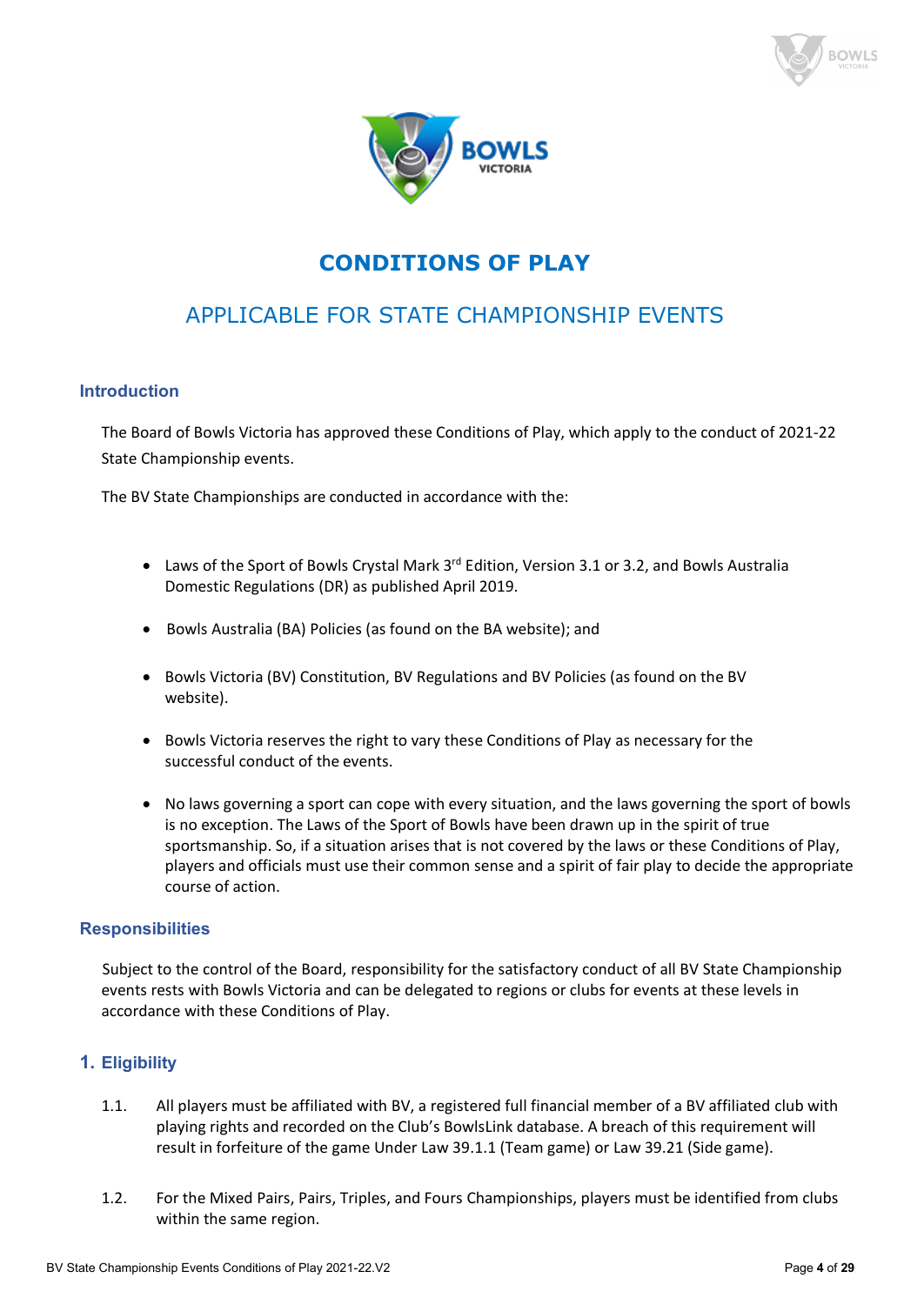# CONDITIONS OF PLAY

## APPLICABLE FOR STATE CHAMPIONSHIP EVENTS

### Introduction

The Board of Bowls Victoria has approved these Conditions of Play, which apply to the conduct of 2021-22 State Championship events.

The BV State Championships are conducted in accordance with the:

- Laws of the Sport of Bowls Crystal Mark 3rd Edition, Version 3.1 or 3.2, and Bowls Australia Domestic Regulations (DR) as published April 2019.
- Bowls Australia (BA) Policies (as found on the BA website); and
- Bowls Victoria (BV) Constitution, BV Regulations and BV Policies (as found on the BV website).
- Bowls Victoria reserves the right to vary these Conditions of Play as necessary for the successful conduct of the events.
- No laws governing a sport can cope with every situation, and the laws governing the sport of bowls is no exception. The Laws of the Sport of Bowls have been drawn up in the spirit of true sportsmanship. So, if a situation arises that is not covered by the laws or these Conditions of Play, players and officials must use their common sense and a spirit of fair play to decide the appropriate course of action.

### Responsibilities

Subject to the control of the Board, responsibility for the satisfactory conduct of all BV State Championship events rests with Bowls Victoria and can be delegated to regions or clubs for events at these levels in accordance with these Conditions of Play.

### 1. Eligibility

1.1. All players must be affiliated with BV, a registered full financial member of a BV affiliated club with playing rights and recorded on the Club's BowlsLink database. A breach of this requirement will result in forfeiture of the game Under Law 39.1.1 (Team game) or Law 39.21 (Side game).

1.2. For the Mixed Pairs, Pairs, Triples, and Fours Championships, players must be identified from clubs within the same region.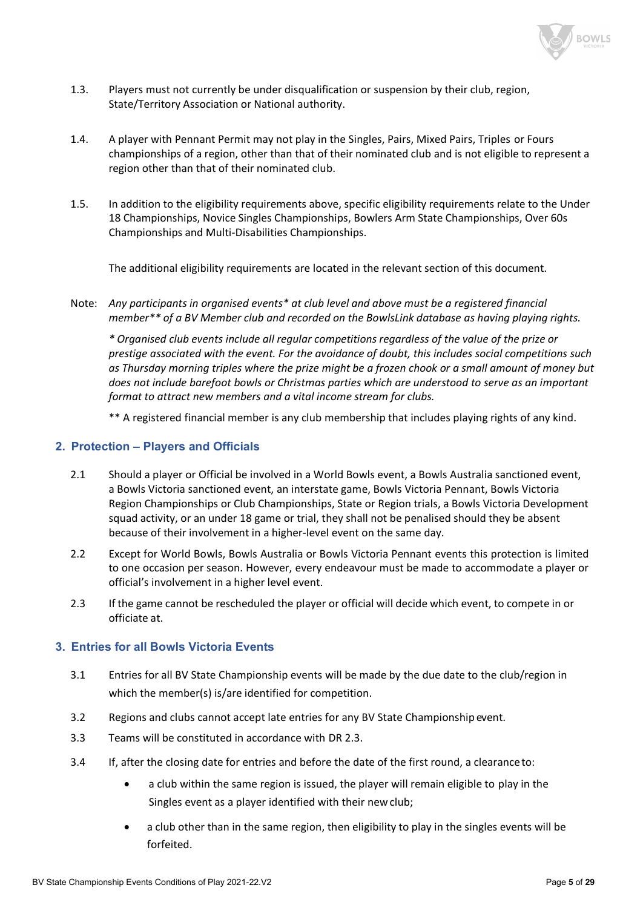1.3. Players must not currently be under disqualification or suspension by their club, region, State/Territory Association or National authority.

1.4. A player with Pennant Permit may not play in the Singles, Pairs, Mixed Pairs, Triples or Fours championships of a region, other than that of their nominated club and is not eligible to represent a region other than that of their nominated club.

1.5. In addition to the eligibility requirements above, specific eligibility requirements relate to the Under 18 Championships, Novice Singles Championships, Bowlers Arm State Championships, Over 60s Championships and Multi-Disabilities Championships.

The additional eligibility requirements are located in the relevant section of this document.

Note: *Any participants in organised events* at club level and above must be a registered financial member** of a BV Member club and recorded on the BowlsLink database as having playing rights.*

*\* Organised club events include all regular competitions regardless of the value of the prize or prestige associated with the event. For the avoidance of doubt, this includes social competitions such as Thursday morning triples where the prize might be a frozen chook or a small amount of money but does not include barefoot bowls or Christmas parties which are understood to serve as an important format to attract new members and a vital income stream for clubs.*

** A registered financial member is any club membership that includes playing rights of any kind.

## 2. Protection – Players and Officials

2.1 Should a player or Official be involved in a World Bowls event, a Bowls Australia sanctioned event, a Bowls Victoria sanctioned event, an interstate game, Bowls Victoria Pennant, Bowls Victoria Region Championships or Club Championships, State or Region trials, a Bowls Victoria Development squad activity, or an under 18 game or trial, they shall not be penalised should they be absent because of their involvement in a higher-level event on the same day.

2.2 Except for World Bowls, Bowls Australia or Bowls Victoria Pennant events this protection is limited to one occasion per season. However, every endeavour must be made to accommodate a player or official's involvement in a higher level event.

2.3 If the game cannot be rescheduled the player or official will decide which event, to compete in or officiate at.

## 3. Entries for all Bowls Victoria Events

3.1 Entries for all BV State Championship events will be made by the due date to the club/region in which the member(s) is/are identified for competition.

3.2 Regions and clubs cannot accept late entries for any BV State Championship event.

3.3 Teams will be constituted in accordance with DR 2.3.

3.4 If, after the closing date for entries and before the date of the first round, a clearance to:

- a club within the same region is issued, the player will remain eligible to play in the Singles event as a player identified with their new club;
- a club other than in the same region, then eligibility to play in the singles events will be forfeited.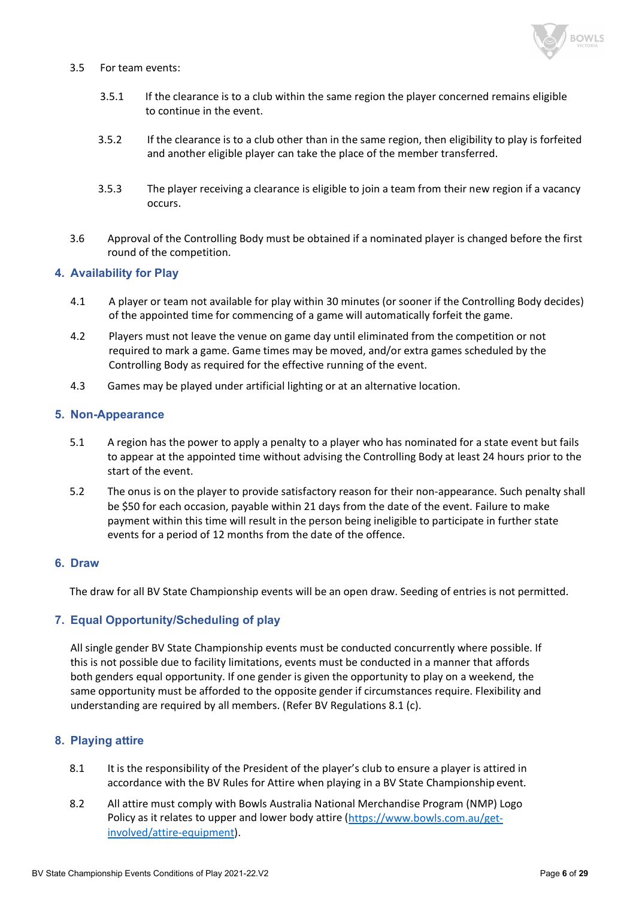3.5 For team events:

3.5.1 If the clearance is to a club within the same region the player concerned remains eligible to continue in the event.

3.5.2 If the clearance is to a club other than in the same region, then eligibility to play is forfeited and another eligible player can take the place of the member transferred.

3.5.3 The player receiving a clearance is eligible to join a team from their new region if a vacancy occurs.

3.6 Approval of the Controlling Body must be obtained if a nominated player is changed before the first round of the competition.

## 4. Availability for Play

4.1 A player or team not available for play within 30 minutes (or sooner if the Controlling Body decides) of the appointed time for commencing of a game will automatically forfeit the game.

4.2 Players must not leave the venue on game day until eliminated from the competition or not required to mark a game. Game times may be moved, and/or extra games scheduled by the Controlling Body as required for the effective running of the event.

4.3 Games may be played under artificial lighting or at an alternative location.

## 5. Non-Appearance

5.1 A region has the power to apply a penalty to a player who has nominated for a state event but fails to appear at the appointed time without advising the Controlling Body at least 24 hours prior to the start of the event.

5.2 The onus is on the player to provide satisfactory reason for their non-appearance. Such penalty shall be $50 for each occasion, payable within 21 days from the date of the event. Failure to make payment within this time will result in the person being ineligible to participate in further state events for a period of 12 months from the date of the offence.

## 6. Draw

The draw for all BV State Championship events will be an open draw. Seeding of entries is not permitted.

## 7. Equal Opportunity/Scheduling of play

All single gender BV State Championship events must be conducted concurrently where possible. If this is not possible due to facility limitations, events must be conducted in a manner that affords both genders equal opportunity. If one gender is given the opportunity to play on a weekend, the same opportunity must be afforded to the opposite gender if circumstances require. Flexibility and understanding are required by all members. (Refer BV Regulations 8.1 (c).

## 8. Playing attire

8.1 It is the responsibility of the President of the player's club to ensure a player is attired in accordance with the BV Rules for Attire when playing in a BV State Championship event.

8.2 All attire must comply with Bowls Australia National Merchandise Program (NMP) Logo Policy as it relates to upper and lower body attire ([https://www.bowls.com.au/get-involved/attire-equipment](https://www.bowls.com.au/get-involved/attire-equipment)).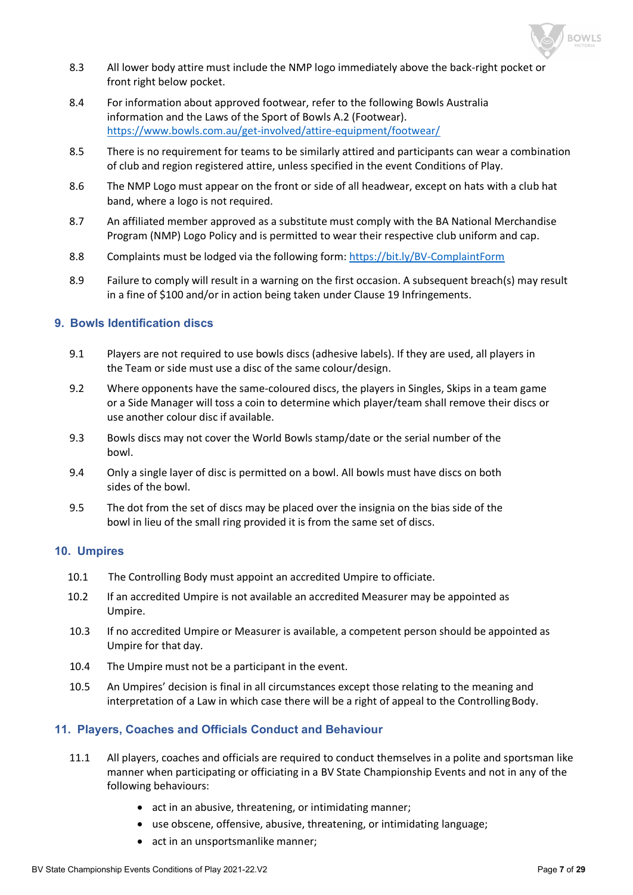8.3 All lower body attire must include the NMP logo immediately above the back-right pocket or front right below pocket.

8.4 For information about approved footwear, refer to the following Bowls Australia information and the Laws of the Sport of Bowls A.2 (Footwear). https://www.bowls.com.au/get-involved/attire-equipment/footwear/

8.5 There is no requirement for teams to be similarly attired and participants can wear a combination of club and region registered attire, unless specified in the event Conditions of Play.

8.6 The NMP Logo must appear on the front or side of all headwear, except on hats with a club hat band, where a logo is not required.

8.7 An affiliated member approved as a substitute must comply with the BA National Merchandise Program (NMP) Logo Policy and is permitted to wear their respective club uniform and cap.

8.8 Complaints must be lodged via the following form: https://bit.ly/BV-ComplaintForm

8.9 Failure to comply will result in a warning on the first occasion. A subsequent breach(s) may result in a fine of $100 and/or in action being taken under Clause 19 Infringements.

## 9. Bowls Identification discs

9.1 Players are not required to use bowls discs (adhesive labels). If they are used, all players in the Team or side must use a disc of the same colour/design.

9.2 Where opponents have the same-coloured discs, the players in Singles, Skips in a team game or a Side Manager will toss a coin to determine which player/team shall remove their discs or use another colour disc if available.

9.3 Bowls discs may not cover the World Bowls stamp/date or the serial number of the bowl.

9.4 Only a single layer of disc is permitted on a bowl. All bowls must have discs on both sides of the bowl.

9.5 The dot from the set of discs may be placed over the insignia on the bias side of the bowl in lieu of the small ring provided it is from the same set of discs.

## 10. Umpires

10.1 The Controlling Body must appoint an accredited Umpire to officiate.

10.2 If an accredited Umpire is not available an accredited Measurer may be appointed as Umpire.

10.3 If no accredited Umpire or Measurer is available, a competent person should be appointed as Umpire for that day.

10.4 The Umpire must not be a participant in the event.

10.5 An Umpires' decision is final in all circumstances except those relating to the meaning and interpretation of a Law in which case there will be a right of appeal to the Controlling Body.

## 11. Players, Coaches and Officials Conduct and Behaviour

11.1 All players, coaches and officials are required to conduct themselves in a polite and sportsman like manner when participating or officiating in a BV State Championship Events and not in any of the following behaviours:

- act in an abusive, threatening, or intimidating manner;
- use obscene, offensive, abusive, threatening, or intimidating language;
- act in an unsportsmanlike manner;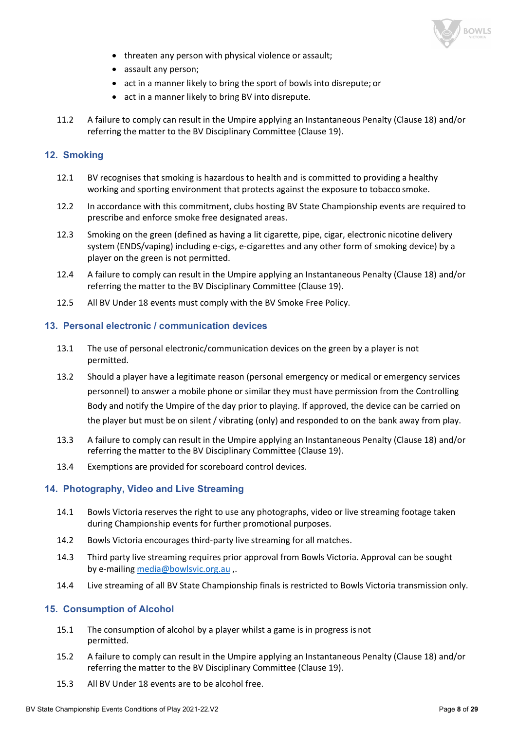- threaten any person with physical violence or assault;
- assault any person;
- act in a manner likely to bring the sport of bowls into disrepute; or
- act in a manner likely to bring BV into disrepute.

11.2 A failure to comply can result in the Umpire applying an Instantaneous Penalty (Clause 18) and/or referring the matter to the BV Disciplinary Committee (Clause 19).

## 12. Smoking

12.1 BV recognises that smoking is hazardous to health and is committed to providing a healthy working and sporting environment that protects against the exposure to tobacco smoke.

12.2 In accordance with this commitment, clubs hosting BV State Championship events are required to prescribe and enforce smoke free designated areas.

12.3 Smoking on the green (defined as having a lit cigarette, pipe, cigar, electronic nicotine delivery system (ENDS/vaping) including e-cigs, e-cigarettes and any other form of smoking device) by a player on the green is not permitted.

12.4 A failure to comply can result in the Umpire applying an Instantaneous Penalty (Clause 18) and/or referring the matter to the BV Disciplinary Committee (Clause 19).

12.5 All BV Under 18 events must comply with the BV Smoke Free Policy.

## 13. Personal electronic / communication devices

13.1 The use of personal electronic/communication devices on the green by a player is not permitted.

13.2 Should a player have a legitimate reason (personal emergency or medical or emergency services personnel) to answer a mobile phone or similar they must have permission from the Controlling Body and notify the Umpire of the day prior to playing. If approved, the device can be carried on the player but must be on silent / vibrating (only) and responded to on the bank away from play.

13.3 A failure to comply can result in the Umpire applying an Instantaneous Penalty (Clause 18) and/or referring the matter to the BV Disciplinary Committee (Clause 19).

13.4 Exemptions are provided for scoreboard control devices.

## 14. Photography, Video and Live Streaming

14.1 Bowls Victoria reserves the right to use any photographs, video or live streaming footage taken during Championship events for further promotional purposes.

14.2 Bowls Victoria encourages third-party live streaming for all matches.

14.3 Third party live streaming requires prior approval from Bowls Victoria. Approval can be sought by e-mailing media@bowlsvic.org.au ,.

14.4 Live streaming of all BV State Championship finals is restricted to Bowls Victoria transmission only.

## 15. Consumption of Alcohol

15.1 The consumption of alcohol by a player whilst a game is in progress is not permitted.

15.2 A failure to comply can result in the Umpire applying an Instantaneous Penalty (Clause 18) and/or referring the matter to the BV Disciplinary Committee (Clause 19).

15.3 All BV Under 18 events are to be alcohol free.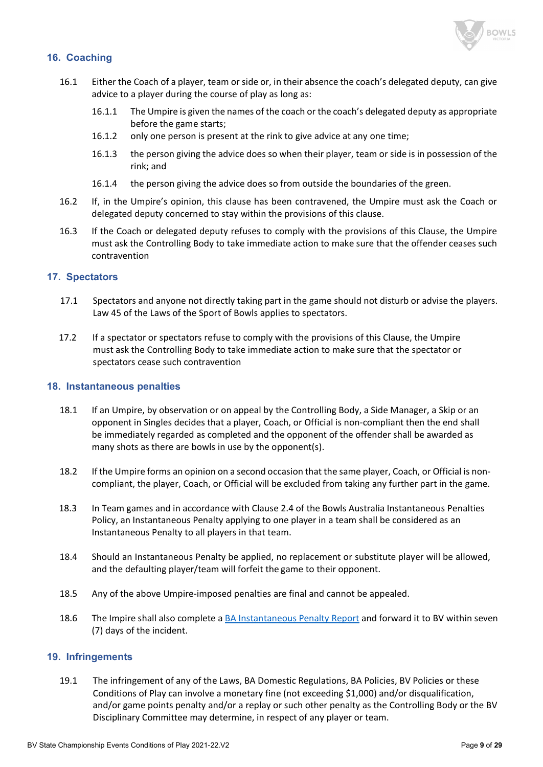## 16. Coaching

16.1 Either the Coach of a player, team or side or, in their absence the coach's delegated deputy, can give advice to a player during the course of play as long as:

- 16.1.1 The Umpire is given the names of the coach or the coach's delegated deputy as appropriate before the game starts;
- 16.1.2 only one person is present at the rink to give advice at any one time;
- 16.1.3 the person giving the advice does so when their player, team or side is in possession of the rink; and
- 16.1.4 the person giving the advice does so from outside the boundaries of the green.

16.2 If, in the Umpire's opinion, this clause has been contravened, the Umpire must ask the Coach or delegated deputy concerned to stay within the provisions of this clause.

16.3 If the Coach or delegated deputy refuses to comply with the provisions of this Clause, the Umpire must ask the Controlling Body to take immediate action to make sure that the offender ceases such contravention

## 17. Spectators

17.1 Spectators and anyone not directly taking part in the game should not disturb or advise the players. Law 45 of the Laws of the Sport of Bowls applies to spectators.

17.2 If a spectator or spectators refuse to comply with the provisions of this Clause, the Umpire must ask the Controlling Body to take immediate action to make sure that the spectator or spectators cease such contravention

## 18. Instantaneous penalties

18.1 If an Umpire, by observation or on appeal by the Controlling Body, a Side Manager, a Skip or an opponent in Singles decides that a player, Coach, or Official is non-compliant then the end shall be immediately regarded as completed and the opponent of the offender shall be awarded as many shots as there are bowls in use by the opponent(s).

18.2 If the Umpire forms an opinion on a second occasion that the same player, Coach, or Official is non-compliant, the player, Coach, or Official will be excluded from taking any further part in the game.

18.3 In Team games and in accordance with Clause 2.4 of the Bowls Australia Instantaneous Penalties Policy, an Instantaneous Penalty applying to one player in a team shall be considered as an Instantaneous Penalty to all players in that team.

18.4 Should an Instantaneous Penalty be applied, no replacement or substitute player will be allowed, and the defaulting player/team will forfeit the game to their opponent.

18.5 Any of the above Umpire-imposed penalties are final and cannot be appealed.

18.6 The Impire shall also complete a BA Instantaneous Penalty Report and forward it to BV within seven (7) days of the incident.

## 19. Infringements

19.1 The infringement of any of the Laws, BA Domestic Regulations, BA Policies, BV Policies or these Conditions of Play can involve a monetary fine (not exceeding $1,000) and/or disqualification, and/or game points penalty and/or a replay or such other penalty as the Controlling Body or the BV Disciplinary Committee may determine, in respect of any player or team.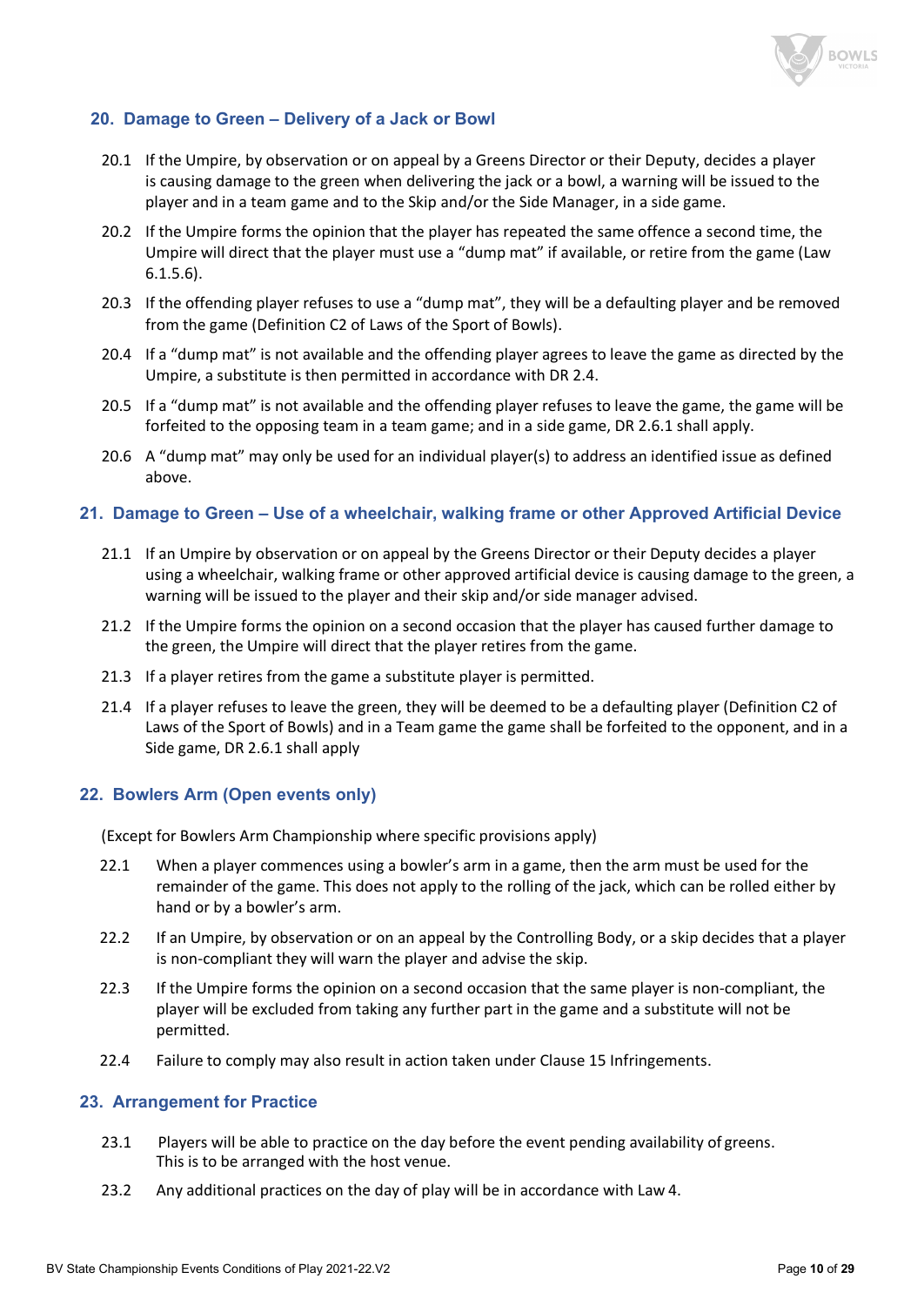## 20. Damage to Green – Delivery of a Jack or Bowl

20.1 If the Umpire, by observation or on appeal by a Greens Director or their Deputy, decides a player is causing damage to the green when delivering the jack or a bowl, a warning will be issued to the player and in a team game and to the Skip and/or the Side Manager, in a side game.

20.2 If the Umpire forms the opinion that the player has repeated the same offence a second time, the Umpire will direct that the player must use a "dump mat" if available, or retire from the game (Law 6.1.5.6).

20.3 If the offending player refuses to use a "dump mat", they will be a defaulting player and be removed from the game (Definition C2 of Laws of the Sport of Bowls).

20.4 If a "dump mat" is not available and the offending player agrees to leave the game as directed by the Umpire, a substitute is then permitted in accordance with DR 2.4.

20.5 If a "dump mat" is not available and the offending player refuses to leave the game, the game will be forfeited to the opposing team in a team game; and in a side game, DR 2.6.1 shall apply.

20.6 A "dump mat" may only be used for an individual player(s) to address an identified issue as defined above.

## 21. Damage to Green – Use of a wheelchair, walking frame or other Approved Artificial Device

21.1 If an Umpire by observation or on appeal by the Greens Director or their Deputy decides a player using a wheelchair, walking frame or other approved artificial device is causing damage to the green, a warning will be issued to the player and their skip and/or side manager advised.

21.2 If the Umpire forms the opinion on a second occasion that the player has caused further damage to the green, the Umpire will direct that the player retires from the game.

21.3 If a player retires from the game a substitute player is permitted.

21.4 If a player refuses to leave the green, they will be deemed to be a defaulting player (Definition C2 of Laws of the Sport of Bowls) and in a Team game the game shall be forfeited to the opponent, and in a Side game, DR 2.6.1 shall apply

## 22. Bowlers Arm (Open events only)

(Except for Bowlers Arm Championship where specific provisions apply)

22.1 When a player commences using a bowler's arm in a game, then the arm must be used for the remainder of the game. This does not apply to the rolling of the jack, which can be rolled either by hand or by a bowler's arm.

22.2 If an Umpire, by observation or on an appeal by the Controlling Body, or a skip decides that a player is non-compliant they will warn the player and advise the skip.

22.3 If the Umpire forms the opinion on a second occasion that the same player is non-compliant, the player will be excluded from taking any further part in the game and a substitute will not be permitted.

22.4 Failure to comply may also result in action taken under Clause 15 Infringements.

## 23. Arrangement for Practice

23.1 Players will be able to practice on the day before the event pending availability of greens. This is to be arranged with the host venue.

23.2 Any additional practices on the day of play will be in accordance with Law 4.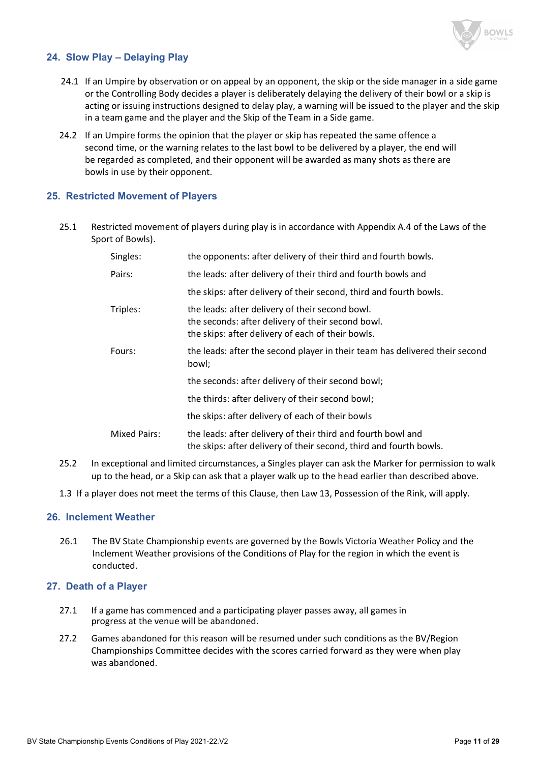## 24. Slow Play – Delaying Play

24.1 If an Umpire by observation or on appeal by an opponent, the skip or the side manager in a side game or the Controlling Body decides a player is deliberately delaying the delivery of their bowl or a skip is acting or issuing instructions designed to delay play, a warning will be issued to the player and the skip in a team game and the player and the Skip of the Team in a Side game.

24.2 If an Umpire forms the opinion that the player or skip has repeated the same offence a second time, or the warning relates to the last bowl to be delivered by a player, the end will be regarded as completed, and their opponent will be awarded as many shots as there are bowls in use by their opponent.

## 25. Restricted Movement of Players

25.1 Restricted movement of players during play is in accordance with Appendix A.4 of the Laws of the Sport of Bowls).

| | |
|---|---|
| Singles: | the opponents: after delivery of their third and fourth bowls. |
| Pairs: | the leads: after delivery of their third and fourth bowls and |
| | the skips: after delivery of their second, third and fourth bowls. |
| Triples: | the leads: after delivery of their second bowl.<br>the seconds: after delivery of their second bowl.<br>the skips: after delivery of each of their bowls. |
| Fours: | the leads: after the second player in their team has delivered their second bowl; |
| | the seconds: after delivery of their second bowl; |
| | the thirds: after delivery of their second bowl; |
| | the skips: after delivery of each of their bowls |
| Mixed Pairs: | the leads: after delivery of their third and fourth bowl and<br>the skips: after delivery of their second, third and fourth bowls. |

25.2 In exceptional and limited circumstances, a Singles player can ask the Marker for permission to walk up to the head, or a Skip can ask that a player walk up to the head earlier than described above.

1.3 If a player does not meet the terms of this Clause, then Law 13, Possession of the Rink, will apply.

## 26. Inclement Weather

26.1 The BV State Championship events are governed by the Bowls Victoria Weather Policy and the Inclement Weather provisions of the Conditions of Play for the region in which the event is conducted.

## 27. Death of a Player

27.1 If a game has commenced and a participating player passes away, all games in progress at the venue will be abandoned.

27.2 Games abandoned for this reason will be resumed under such conditions as the BV/Region Championships Committee decides with the scores carried forward as they were when play was abandoned.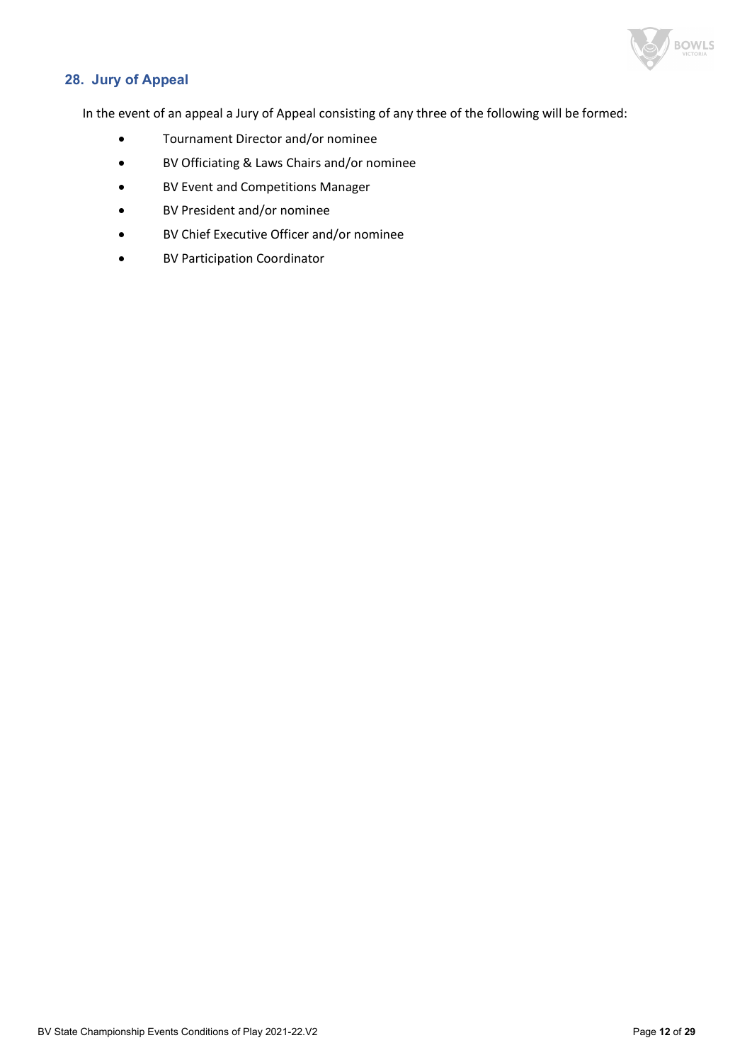## 28. Jury of Appeal

In the event of an appeal a Jury of Appeal consisting of any three of the following will be formed:

- Tournament Director and/or nominee
- BV Officiating & Laws Chairs and/or nominee
- BV Event and Competitions Manager
- BV President and/or nominee
- BV Chief Executive Officer and/or nominee
- BV Participation Coordinator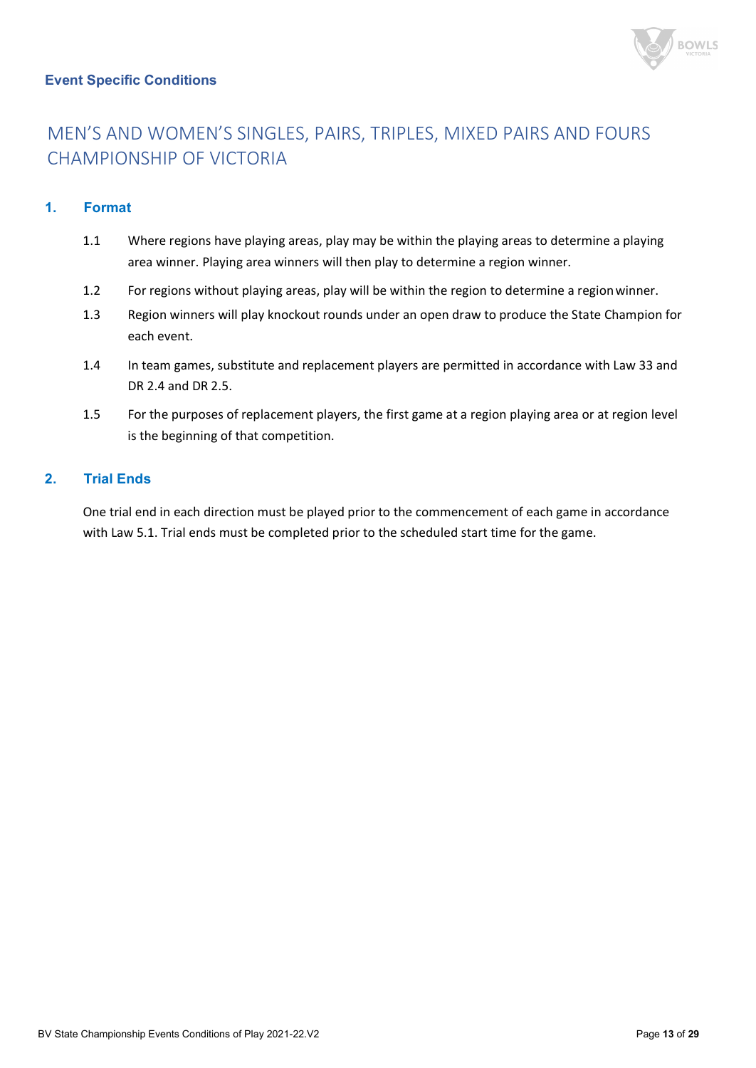**Event Specific Conditions**

# MEN'S AND WOMEN'S SINGLES, PAIRS, TRIPLES, MIXED PAIRS AND FOURS CHAMPIONSHIP OF VICTORIA

## 1. Format

1.1 Where regions have playing areas, play may be within the playing areas to determine a playing area winner. Playing area winners will then play to determine a region winner.

1.2 For regions without playing areas, play will be within the region to determine a region winner.

1.3 Region winners will play knockout rounds under an open draw to produce the State Champion for each event.

1.4 In team games, substitute and replacement players are permitted in accordance with Law 33 and DR 2.4 and DR 2.5.

1.5 For the purposes of replacement players, the first game at a region playing area or at region level is the beginning of that competition.

## 2. Trial Ends

One trial end in each direction must be played prior to the commencement of each game in accordance with Law 5.1. Trial ends must be completed prior to the scheduled start time for the game.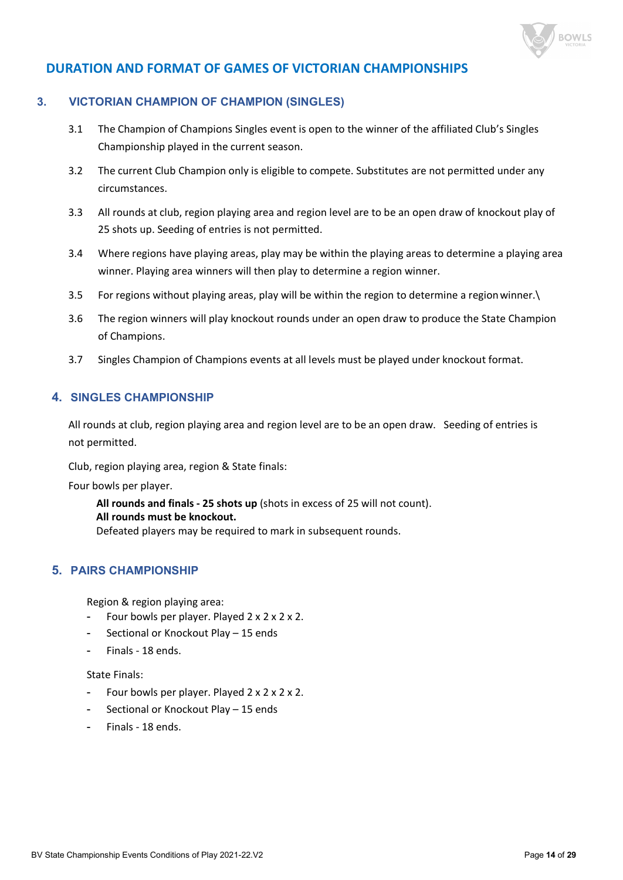## DURATION AND FORMAT OF GAMES OF VICTORIAN CHAMPIONSHIPS

### 3. VICTORIAN CHAMPION OF CHAMPION (SINGLES)

3.1 The Champion of Champions Singles event is open to the winner of the affiliated Club's Singles Championship played in the current season.

3.2 The current Club Champion only is eligible to compete. Substitutes are not permitted under any circumstances.

3.3 All rounds at club, region playing area and region level are to be an open draw of knockout play of 25 shots up. Seeding of entries is not permitted.

3.4 Where regions have playing areas, play may be within the playing areas to determine a playing area winner. Playing area winners will then play to determine a region winner.

3.5 For regions without playing areas, play will be within the region to determine a region winner.\

3.6 The region winners will play knockout rounds under an open draw to produce the State Champion of Champions.

3.7 Singles Champion of Champions events at all levels must be played under knockout format.

### 4. SINGLES CHAMPIONSHIP

All rounds at club, region playing area and region level are to be an open draw. Seeding of entries is not permitted.

Club, region playing area, region & State finals:

Four bowls per player.

**All rounds and finals - 25 shots up** (shots in excess of 25 will not count).
**All rounds must be knockout.**
Defeated players may be required to mark in subsequent rounds.

### 5. PAIRS CHAMPIONSHIP

Region & region playing area:

- Four bowls per player. Played 2 x 2 x 2 x 2.
- Sectional or Knockout Play – 15 ends
- Finals - 18 ends.

State Finals:

- Four bowls per player. Played 2 x 2 x 2 x 2.
- Sectional or Knockout Play – 15 ends
- Finals - 18 ends.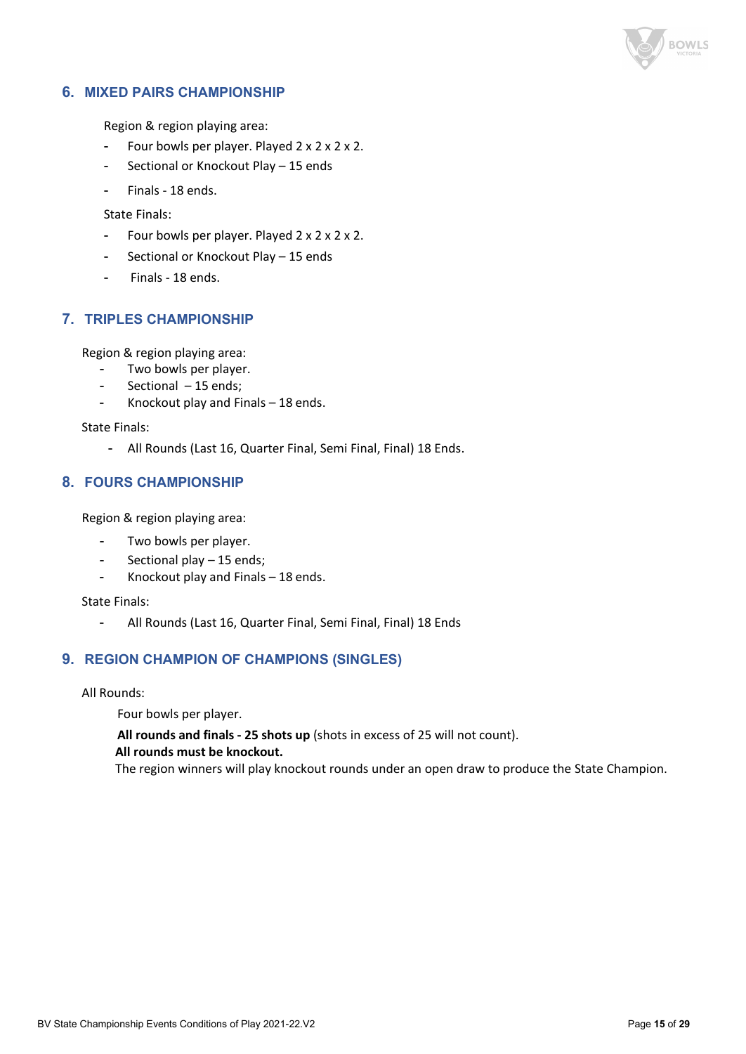## 6. MIXED PAIRS CHAMPIONSHIP

Region & region playing area:

- Four bowls per player. Played 2 x 2 x 2 x 2.
- Sectional or Knockout Play – 15 ends
- Finals - 18 ends.

State Finals:

- Four bowls per player. Played 2 x 2 x 2 x 2.
- Sectional or Knockout Play – 15 ends
- Finals - 18 ends.

## 7. TRIPLES CHAMPIONSHIP

Region & region playing area:

- Two bowls per player.
- Sectional – 15 ends;
- Knockout play and Finals – 18 ends.

State Finals:

- All Rounds (Last 16, Quarter Final, Semi Final, Final) 18 Ends.

## 8. FOURS CHAMPIONSHIP

Region & region playing area:

- Two bowls per player.
- Sectional play – 15 ends;
- Knockout play and Finals – 18 ends.

State Finals:

- All Rounds (Last 16, Quarter Final, Semi Final, Final) 18 Ends

## 9. REGION CHAMPION OF CHAMPIONS (SINGLES)

All Rounds:

Four bowls per player.

**All rounds and finals - 25 shots up** (shots in excess of 25 will not count).
**All rounds must be knockout.**
The region winners will play knockout rounds under an open draw to produce the State Champion.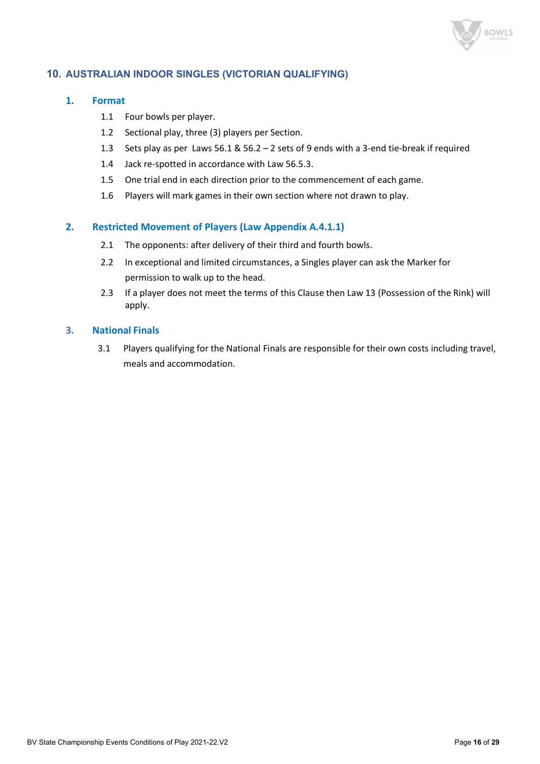## 10. AUSTRALIAN INDOOR SINGLES (VICTORIAN QUALIFYING)

### 1. Format

1.1 Four bowls per player.

1.2 Sectional play, three (3) players per Section.

1.3 Sets play as per Laws 56.1 & 56.2 – 2 sets of 9 ends with a 3-end tie-break if required

1.4 Jack re-spotted in accordance with Law 56.5.3.

1.5 One trial end in each direction prior to the commencement of each game.

1.6 Players will mark games in their own section where not drawn to play.

### 2. Restricted Movement of Players (Law Appendix A.4.1.1)

2.1 The opponents: after delivery of their third and fourth bowls.

2.2 In exceptional and limited circumstances, a Singles player can ask the Marker for permission to walk up to the head.

2.3 If a player does not meet the terms of this Clause then Law 13 (Possession of the Rink) will apply.

### 3. National Finals

3.1 Players qualifying for the National Finals are responsible for their own costs including travel, meals and accommodation.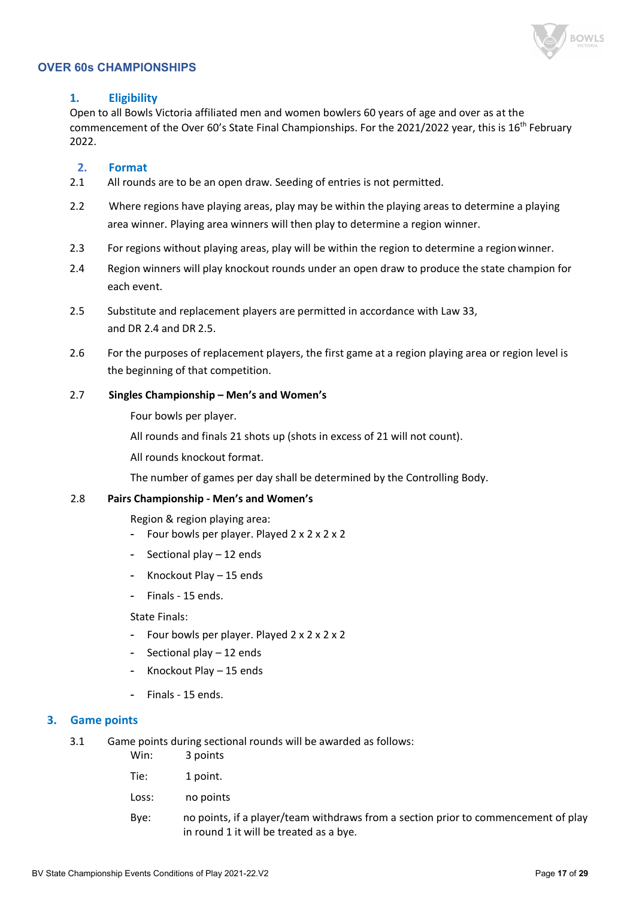## OVER 60s CHAMPIONSHIPS

### 1. Eligibility

Open to all Bowls Victoria affiliated men and women bowlers 60 years of age and over as at the commencement of the Over 60's State Final Championships. For the 2021/2022 year, this is 16th February 2022.

### 2. Format

2.1 All rounds are to be an open draw. Seeding of entries is not permitted.

2.2 Where regions have playing areas, play may be within the playing areas to determine a playing area winner. Playing area winners will then play to determine a region winner.

2.3 For regions without playing areas, play will be within the region to determine a region winner.

2.4 Region winners will play knockout rounds under an open draw to produce the state champion for each event.

2.5 Substitute and replacement players are permitted in accordance with Law 33, and DR 2.4 and DR 2.5.

2.6 For the purposes of replacement players, the first game at a region playing area or region level is the beginning of that competition.

2.7 **Singles Championship – Men's and Women's**

Four bowls per player.

All rounds and finals 21 shots up (shots in excess of 21 will not count).

All rounds knockout format.

The number of games per day shall be determined by the Controlling Body.

2.8 **Pairs Championship - Men's and Women's**

Region & region playing area:

- Four bowls per player. Played 2 x 2 x 2 x 2
- Sectional play – 12 ends
- Knockout Play – 15 ends
- Finals - 15 ends.

State Finals:

- Four bowls per player. Played 2 x 2 x 2 x 2
- Sectional play – 12 ends
- Knockout Play – 15 ends
- Finals - 15 ends.

### 3. Game points

3.1 Game points during sectional rounds will be awarded as follows:

Win: 3 points

Tie: 1 point.

Loss: no points

Bye: no points, if a player/team withdraws from a section prior to commencement of play in round 1 it will be treated as a bye.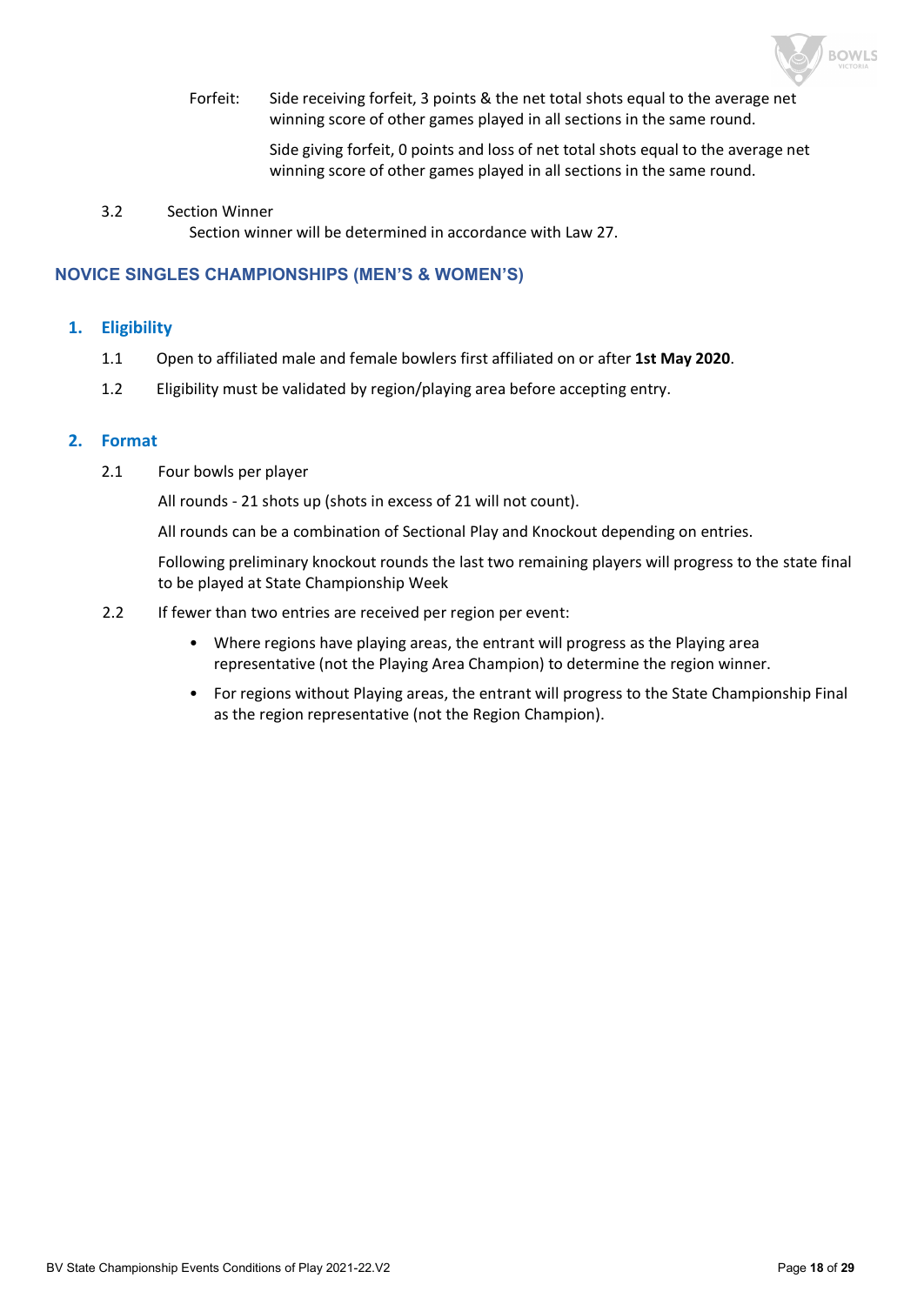Forfeit: Side receiving forfeit, 3 points & the net total shots equal to the average net winning score of other games played in all sections in the same round.

Side giving forfeit, 0 points and loss of net total shots equal to the average net winning score of other games played in all sections in the same round.

3.2 Section Winner

Section winner will be determined in accordance with Law 27.

## NOVICE SINGLES CHAMPIONSHIPS (MEN'S & WOMEN'S)

### 1. Eligibility

1.1 Open to affiliated male and female bowlers first affiliated on or after **1st May 2020**.

1.2 Eligibility must be validated by region/playing area before accepting entry.

### 2. Format

2.1 Four bowls per player

All rounds - 21 shots up (shots in excess of 21 will not count).

All rounds can be a combination of Sectional Play and Knockout depending on entries.

Following preliminary knockout rounds the last two remaining players will progress to the state final to be played at State Championship Week

2.2 If fewer than two entries are received per region per event:

- Where regions have playing areas, the entrant will progress as the Playing area representative (not the Playing Area Champion) to determine the region winner.
- For regions without Playing areas, the entrant will progress to the State Championship Final as the region representative (not the Region Champion).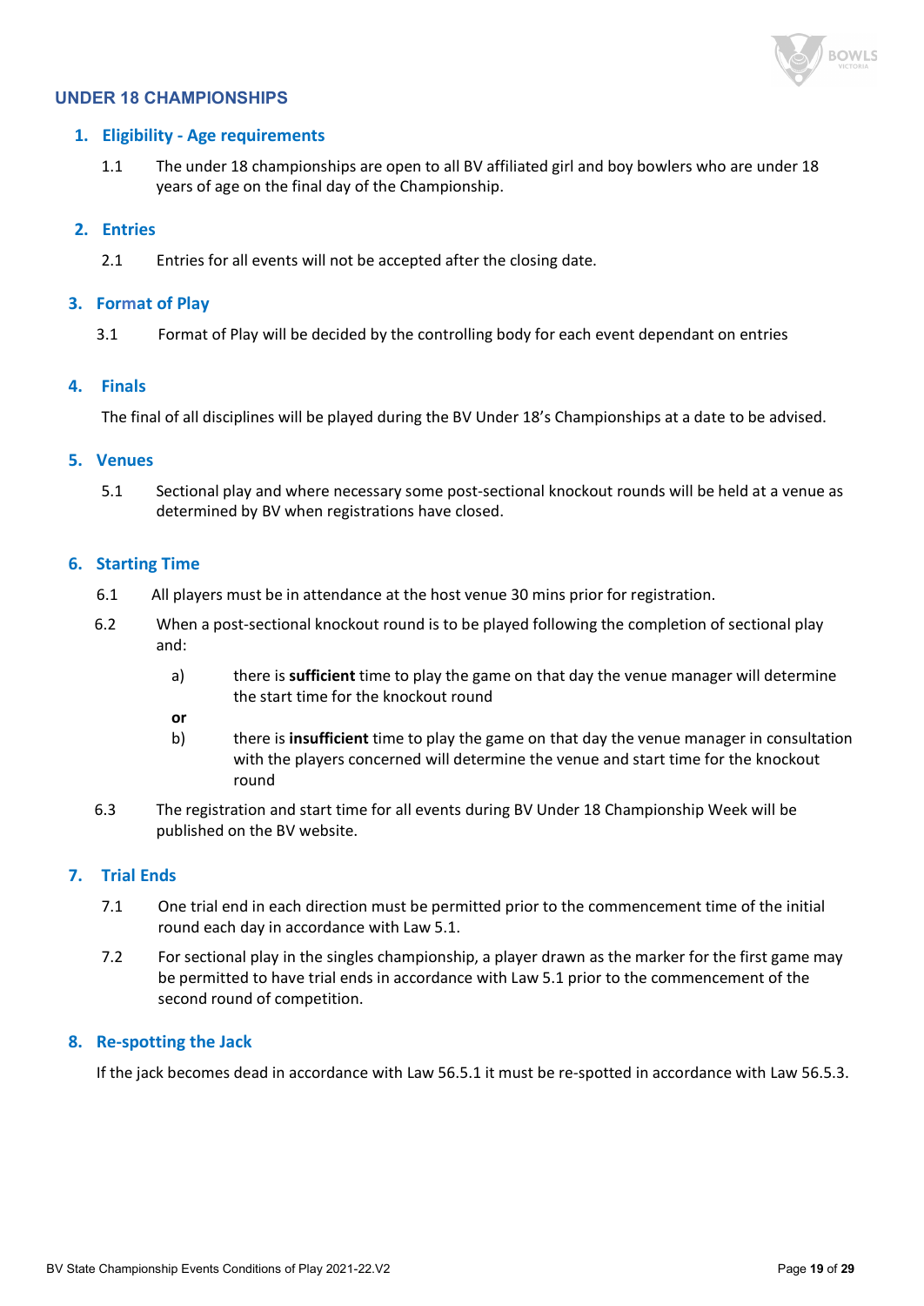## UNDER 18 CHAMPIONSHIPS

### 1. Eligibility - Age requirements

1.1 The under 18 championships are open to all BV affiliated girl and boy bowlers who are under 18 years of age on the final day of the Championship.

### 2. Entries

2.1 Entries for all events will not be accepted after the closing date.

### 3. Format of Play

3.1 Format of Play will be decided by the controlling body for each event dependant on entries

### 4. Finals

The final of all disciplines will be played during the BV Under 18's Championships at a date to be advised.

### 5. Venues

5.1 Sectional play and where necessary some post-sectional knockout rounds will be held at a venue as determined by BV when registrations have closed.

### 6. Starting Time

6.1 All players must be in attendance at the host venue 30 mins prior for registration.

6.2 When a post-sectional knockout round is to be played following the completion of sectional play and:

a) there is **sufficient** time to play the game on that day the venue manager will determine the start time for the knockout round

**or**

b) there is **insufficient** time to play the game on that day the venue manager in consultation with the players concerned will determine the venue and start time for the knockout round

6.3 The registration and start time for all events during BV Under 18 Championship Week will be published on the BV website.

### 7. Trial Ends

7.1 One trial end in each direction must be permitted prior to the commencement time of the initial round each day in accordance with Law 5.1.

7.2 For sectional play in the singles championship, a player drawn as the marker for the first game may be permitted to have trial ends in accordance with Law 5.1 prior to the commencement of the second round of competition.

### 8. Re-spotting the Jack

If the jack becomes dead in accordance with Law 56.5.1 it must be re-spotted in accordance with Law 56.5.3.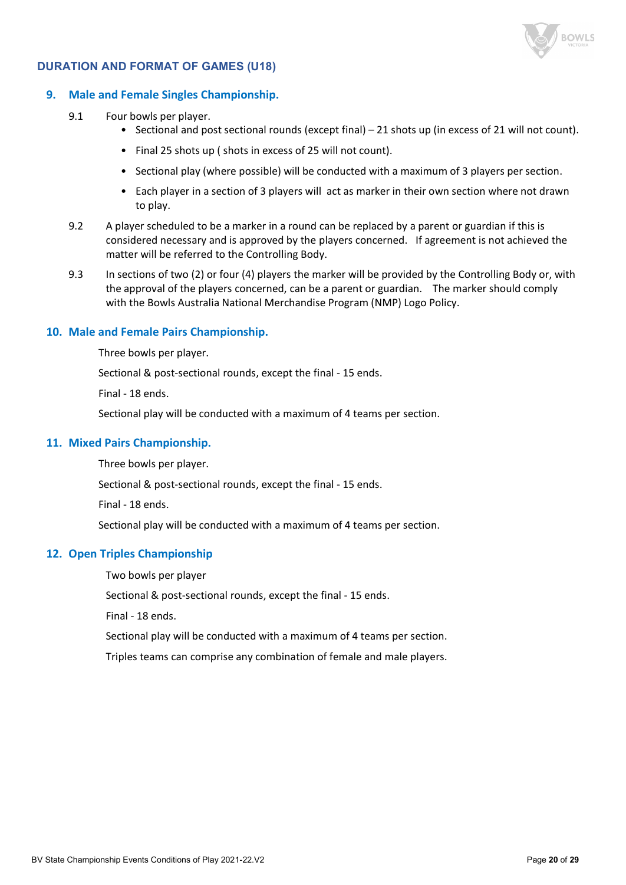## DURATION AND FORMAT OF GAMES (U18)

### 9. Male and Female Singles Championship.

9.1 Four bowls per player.

- Sectional and post sectional rounds (except final) – 21 shots up (in excess of 21 will not count).
- Final 25 shots up ( shots in excess of 25 will not count).
- Sectional play (where possible) will be conducted with a maximum of 3 players per section.
- Each player in a section of 3 players will act as marker in their own section where not drawn to play.

9.2 A player scheduled to be a marker in a round can be replaced by a parent or guardian if this is considered necessary and is approved by the players concerned. If agreement is not achieved the matter will be referred to the Controlling Body.

9.3 In sections of two (2) or four (4) players the marker will be provided by the Controlling Body or, with the approval of the players concerned, can be a parent or guardian. The marker should comply with the Bowls Australia National Merchandise Program (NMP) Logo Policy.

### 10. Male and Female Pairs Championship.

Three bowls per player.

Sectional & post-sectional rounds, except the final - 15 ends.

Final - 18 ends.

Sectional play will be conducted with a maximum of 4 teams per section.

### 11. Mixed Pairs Championship.

Three bowls per player.

Sectional & post-sectional rounds, except the final - 15 ends.

Final - 18 ends.

Sectional play will be conducted with a maximum of 4 teams per section.

### 12. Open Triples Championship

Two bowls per player

Sectional & post-sectional rounds, except the final - 15 ends.

Final - 18 ends.

Sectional play will be conducted with a maximum of 4 teams per section.

Triples teams can comprise any combination of female and male players.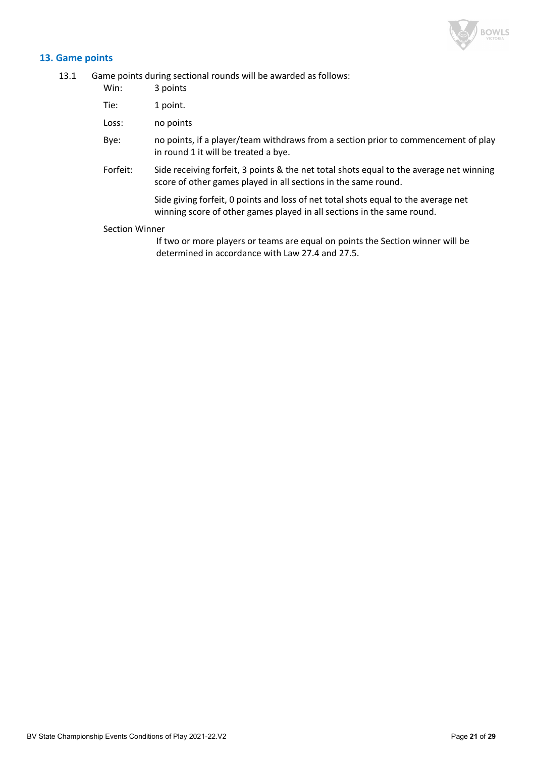## 13. Game points

13.1 Game points during sectional rounds will be awarded as follows:

- Win: 3 points
- Tie: 1 point.
- Loss: no points
- Bye: no points, if a player/team withdraws from a section prior to commencement of play in round 1 it will be treated a bye.
- Forfeit: Side receiving forfeit, 3 points & the net total shots equal to the average net winning score of other games played in all sections in the same round.

  Side giving forfeit, 0 points and loss of net total shots equal to the average net winning score of other games played in all sections in the same round.

Section Winner

If two or more players or teams are equal on points the Section winner will be determined in accordance with Law 27.4 and 27.5.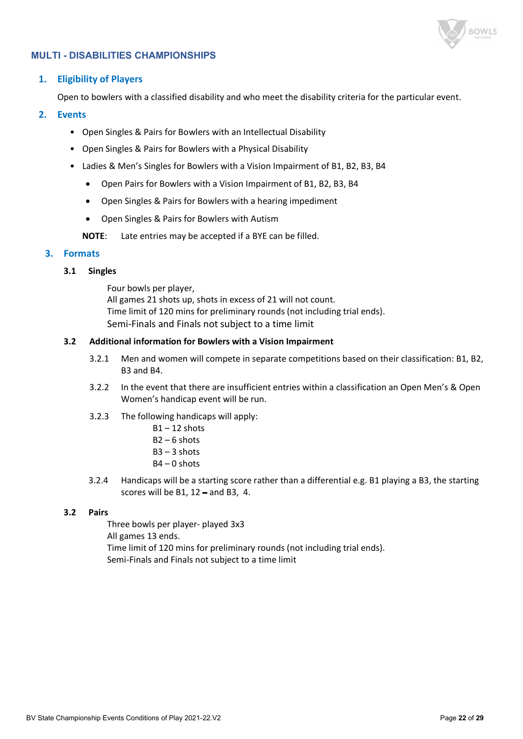## MULTI - DISABILITIES CHAMPIONSHIPS

### 1. Eligibility of Players

Open to bowlers with a classified disability and who meet the disability criteria for the particular event.

### 2. Events

- Open Singles & Pairs for Bowlers with an Intellectual Disability
- Open Singles & Pairs for Bowlers with a Physical Disability
- Ladies & Men's Singles for Bowlers with a Vision Impairment of B1, B2, B3, B4
  - Open Pairs for Bowlers with a Vision Impairment of B1, B2, B3, B4
  - Open Singles & Pairs for Bowlers with a hearing impediment
  - Open Singles & Pairs for Bowlers with Autism

**NOTE**: Late entries may be accepted if a BYE can be filled.

### 3. Formats

#### 3.1 Singles

Four bowls per player,
All games 21 shots up, shots in excess of 21 will not count.
Time limit of 120 mins for preliminary rounds (not including trial ends).
Semi-Finals and Finals not subject to a time limit

#### 3.2 Additional information for Bowlers with a Vision Impairment

3.2.1 Men and women will compete in separate competitions based on their classification: B1, B2, B3 and B4.

3.2.2 In the event that there are insufficient entries within a classification an Open Men's & Open Women's handicap event will be run.

3.2.3 The following handicaps will apply:

B1 – 12 shots
B2 – 6 shots
B3 – 3 shots
B4 – 0 shots

3.2.4 Handicaps will be a starting score rather than a differential e.g. B1 playing a B3, the starting scores will be B1, 12 – and B3, 4.

#### 3.2 Pairs

Three bowls per player- played 3x3
All games 13 ends.
Time limit of 120 mins for preliminary rounds (not including trial ends).
Semi-Finals and Finals not subject to a time limit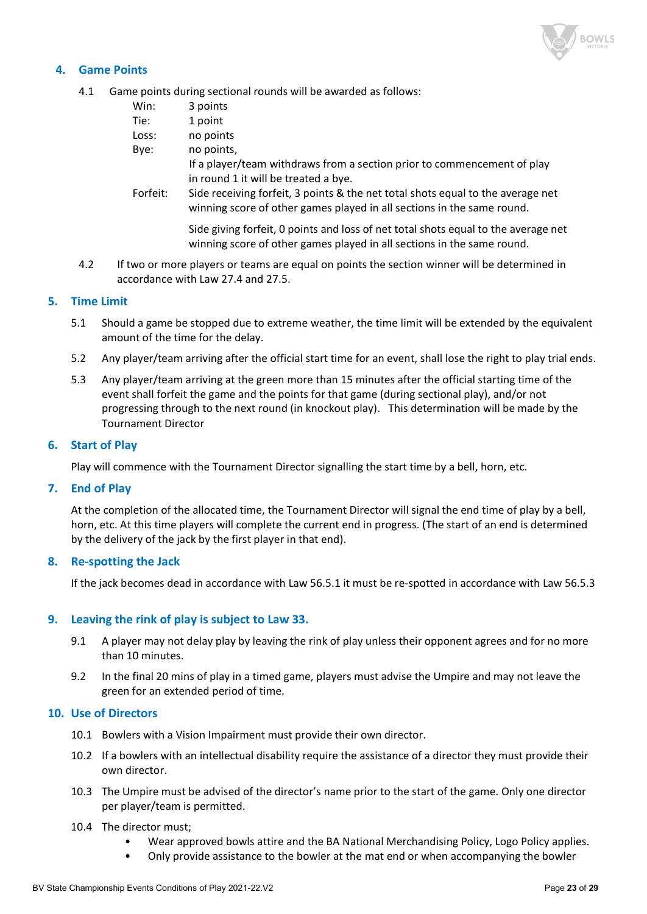## 4. Game Points

4.1 Game points during sectional rounds will be awarded as follows:

| | |
|---|---|
| Win: | 3 points |
| Tie: | 1 point |
| Loss: | no points |
| Bye: | no points, If a player/team withdraws from a section prior to commencement of play in round 1 it will be treated a bye. |
| Forfeit: | Side receiving forfeit, 3 points & the net total shots equal to the average net winning score of other games played in all sections in the same round. Side giving forfeit, 0 points and loss of net total shots equal to the average net winning score of other games played in all sections in the same round. |

4.2 If two or more players or teams are equal on points the section winner will be determined in accordance with Law 27.4 and 27.5.

## 5. Time Limit

5.1 Should a game be stopped due to extreme weather, the time limit will be extended by the equivalent amount of the time for the delay.

5.2 Any player/team arriving after the official start time for an event, shall lose the right to play trial ends.

5.3 Any player/team arriving at the green more than 15 minutes after the official starting time of the event shall forfeit the game and the points for that game (during sectional play), and/or not progressing through to the next round (in knockout play). This determination will be made by the Tournament Director

## 6. Start of Play

Play will commence with the Tournament Director signalling the start time by a bell, horn, etc.

## 7. End of Play

At the completion of the allocated time, the Tournament Director will signal the end time of play by a bell, horn, etc. At this time players will complete the current end in progress. (The start of an end is determined by the delivery of the jack by the first player in that end).

## 8. Re-spotting the Jack

If the jack becomes dead in accordance with Law 56.5.1 it must be re-spotted in accordance with Law 56.5.3

## 9. Leaving the rink of play is subject to Law 33.

9.1 A player may not delay play by leaving the rink of play unless their opponent agrees and for no more than 10 minutes.

9.2 In the final 20 mins of play in a timed game, players must advise the Umpire and may not leave the green for an extended period of time.

## 10. Use of Directors

10.1 Bowlers with a Vision Impairment must provide their own director.

10.2 If a bowlers with an intellectual disability require the assistance of a director they must provide their own director.

10.3 The Umpire must be advised of the director's name prior to the start of the game. Only one director per player/team is permitted.

10.4 The director must;

- Wear approved bowls attire and the BA National Merchandising Policy, Logo Policy applies.
- Only provide assistance to the bowler at the mat end or when accompanying the bowler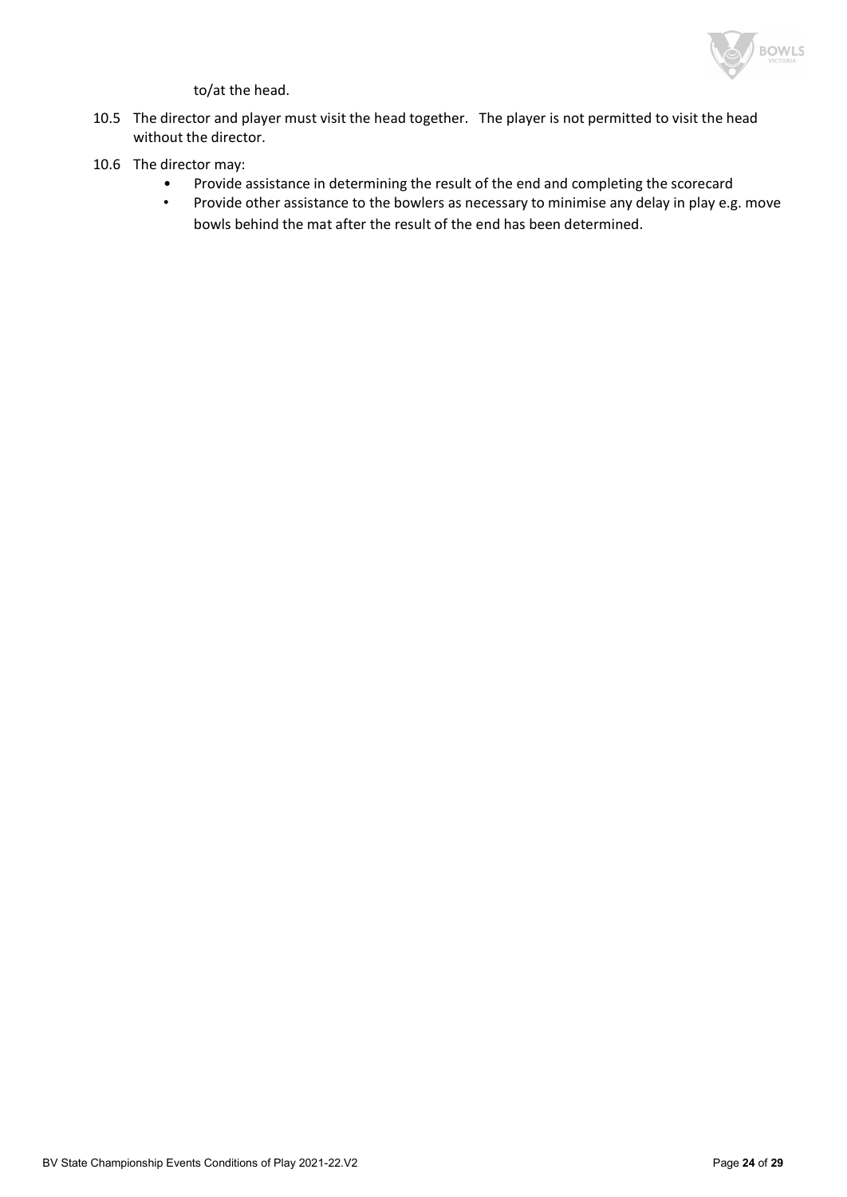to/at the head.

10.5 The director and player must visit the head together. The player is not permitted to visit the head without the director.

10.6 The director may:

- Provide assistance in determining the result of the end and completing the scorecard
- Provide other assistance to the bowlers as necessary to minimise any delay in play e.g. move bowls behind the mat after the result of the end has been determined.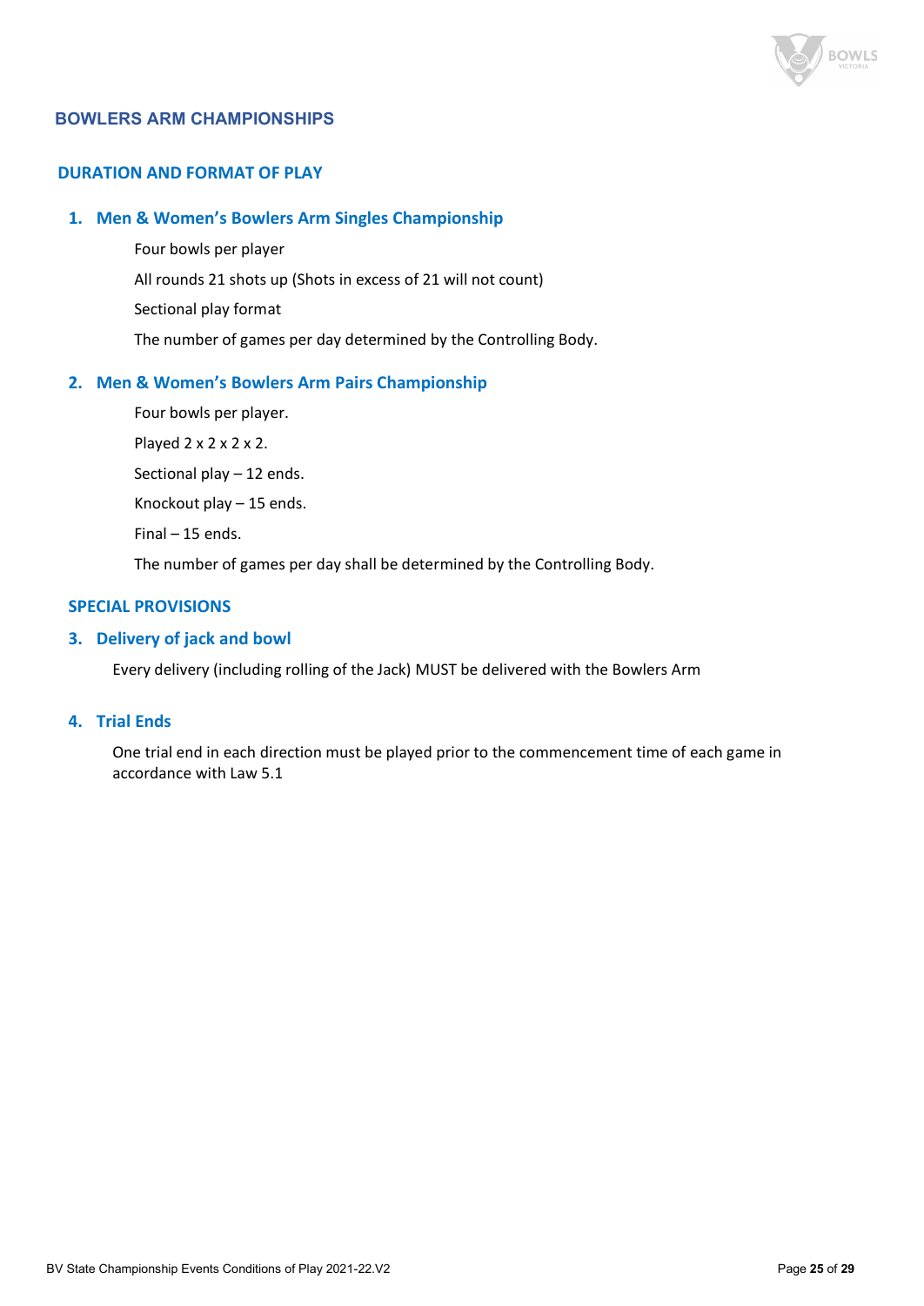## BOWLERS ARM CHAMPIONSHIPS

### DURATION AND FORMAT OF PLAY

#### 1. Men & Women's Bowlers Arm Singles Championship

Four bowls per player

All rounds 21 shots up (Shots in excess of 21 will not count)

Sectional play format

The number of games per day determined by the Controlling Body.

#### 2. Men & Women's Bowlers Arm Pairs Championship

Four bowls per player.

Played 2 x 2 x 2 x 2.

Sectional play – 12 ends.

Knockout play – 15 ends.

Final – 15 ends.

The number of games per day shall be determined by the Controlling Body.

### SPECIAL PROVISIONS

#### 3. Delivery of jack and bowl

Every delivery (including rolling of the Jack) MUST be delivered with the Bowlers Arm

#### 4. Trial Ends

One trial end in each direction must be played prior to the commencement time of each game in accordance with Law 5.1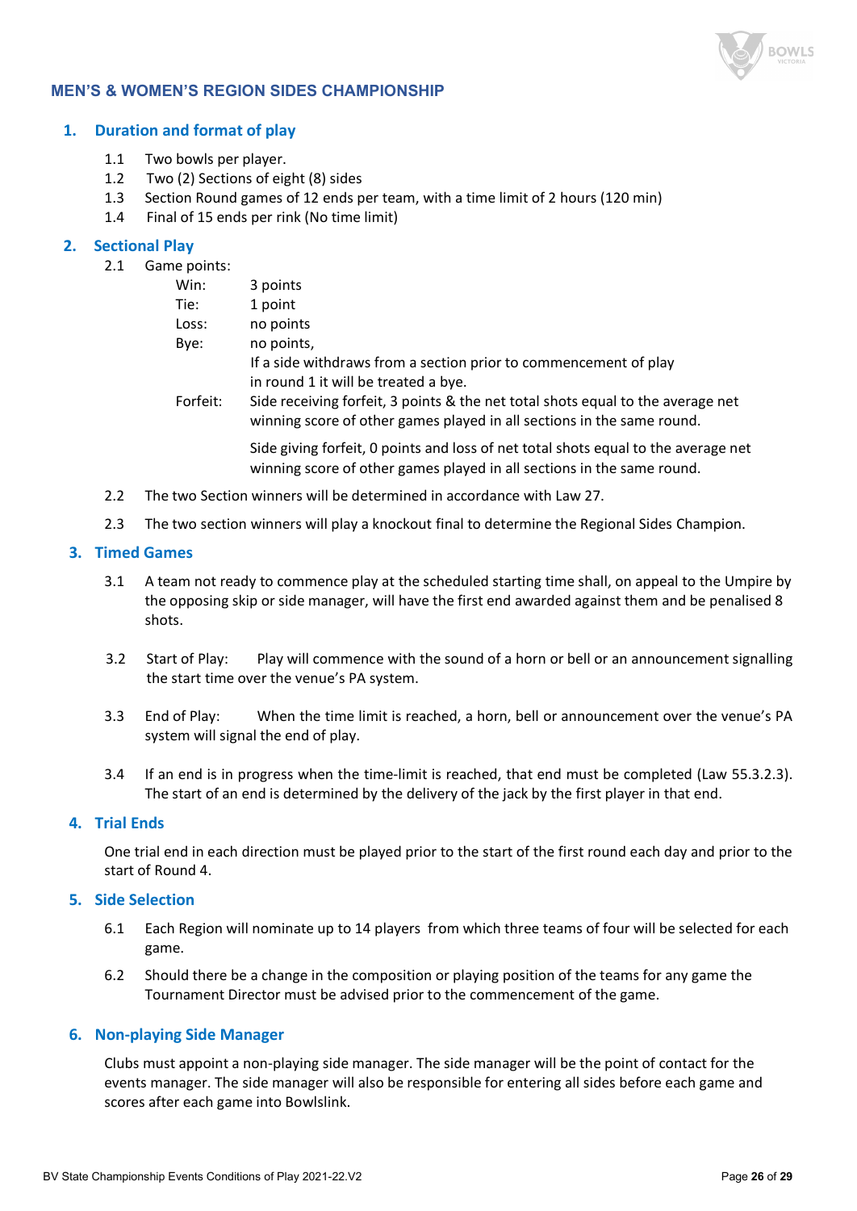## MEN'S & WOMEN'S REGION SIDES CHAMPIONSHIP

### 1. Duration and format of play

1.1 Two bowls per player.

1.2 Two (2) Sections of eight (8) sides

1.3 Section Round games of 12 ends per team, with a time limit of 2 hours (120 min)

1.4 Final of 15 ends per rink (No time limit)

### 2. Sectional Play

2.1 Game points:

| | |
|---|---|
| Win: | 3 points |
| Tie: | 1 point |
| Loss: | no points |
| Bye: | no points, If a side withdraws from a section prior to commencement of play in round 1 it will be treated a bye. |
| Forfeit: | Side receiving forfeit, 3 points & the net total shots equal to the average net winning score of other games played in all sections in the same round. Side giving forfeit, 0 points and loss of net total shots equal to the average net winning score of other games played in all sections in the same round. |

2.2 The two Section winners will be determined in accordance with Law 27.

2.3 The two section winners will play a knockout final to determine the Regional Sides Champion.

### 3. Timed Games

3.1 A team not ready to commence play at the scheduled starting time shall, on appeal to the Umpire by the opposing skip or side manager, will have the first end awarded against them and be penalised 8 shots.

3.2 Start of Play: Play will commence with the sound of a horn or bell or an announcement signalling the start time over the venue's PA system.

3.3 End of Play: When the time limit is reached, a horn, bell or announcement over the venue's PA system will signal the end of play.

3.4 If an end is in progress when the time-limit is reached, that end must be completed (Law 55.3.2.3). The start of an end is determined by the delivery of the jack by the first player in that end.

### 4. Trial Ends

One trial end in each direction must be played prior to the start of the first round each day and prior to the start of Round 4.

### 5. Side Selection

6.1 Each Region will nominate up to 14 players from which three teams of four will be selected for each game.

6.2 Should there be a change in the composition or playing position of the teams for any game the Tournament Director must be advised prior to the commencement of the game.

### 6. Non-playing Side Manager

Clubs must appoint a non-playing side manager. The side manager will be the point of contact for the events manager. The side manager will also be responsible for entering all sides before each game and scores after each game into Bowlslink.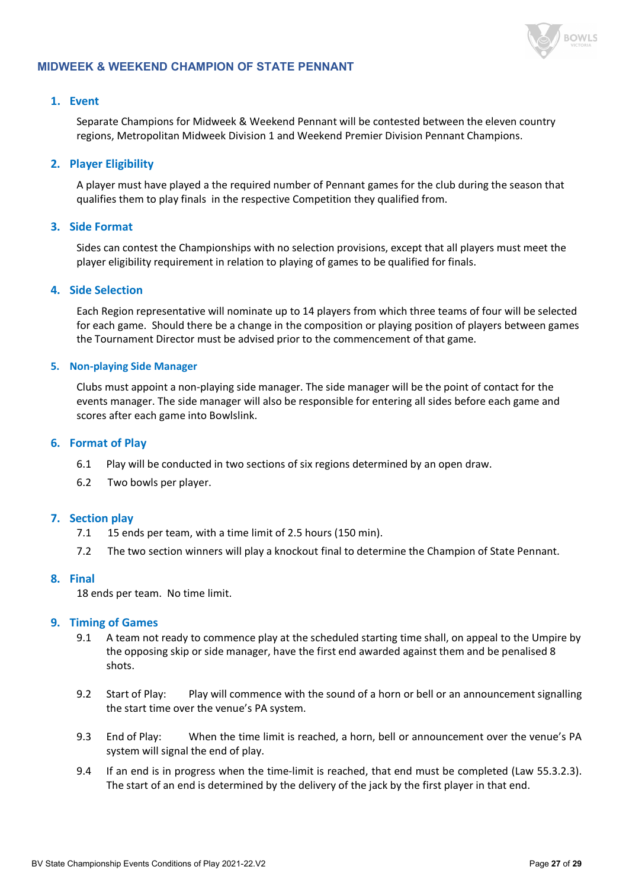## MIDWEEK & WEEKEND CHAMPION OF STATE PENNANT

### 1. Event

Separate Champions for Midweek & Weekend Pennant will be contested between the eleven country regions, Metropolitan Midweek Division 1 and Weekend Premier Division Pennant Champions.

### 2. Player Eligibility

A player must have played a the required number of Pennant games for the club during the season that qualifies them to play finals in the respective Competition they qualified from.

### 3. Side Format

Sides can contest the Championships with no selection provisions, except that all players must meet the player eligibility requirement in relation to playing of games to be qualified for finals.

### 4. Side Selection

Each Region representative will nominate up to 14 players from which three teams of four will be selected for each game. Should there be a change in the composition or playing position of players between games the Tournament Director must be advised prior to the commencement of that game.

### 5. Non-playing Side Manager

Clubs must appoint a non-playing side manager. The side manager will be the point of contact for the events manager. The side manager will also be responsible for entering all sides before each game and scores after each game into Bowlslink.

### 6. Format of Play

6.1 Play will be conducted in two sections of six regions determined by an open draw.

6.2 Two bowls per player.

### 7. Section play

7.1 15 ends per team, with a time limit of 2.5 hours (150 min).

7.2 The two section winners will play a knockout final to determine the Champion of State Pennant.

### 8. Final

18 ends per team. No time limit.

### 9. Timing of Games

9.1 A team not ready to commence play at the scheduled starting time shall, on appeal to the Umpire by the opposing skip or side manager, have the first end awarded against them and be penalised 8 shots.

9.2 Start of Play: Play will commence with the sound of a horn or bell or an announcement signalling the start time over the venue's PA system.

9.3 End of Play: When the time limit is reached, a horn, bell or announcement over the venue's PA system will signal the end of play.

9.4 If an end is in progress when the time-limit is reached, that end must be completed (Law 55.3.2.3). The start of an end is determined by the delivery of the jack by the first player in that end.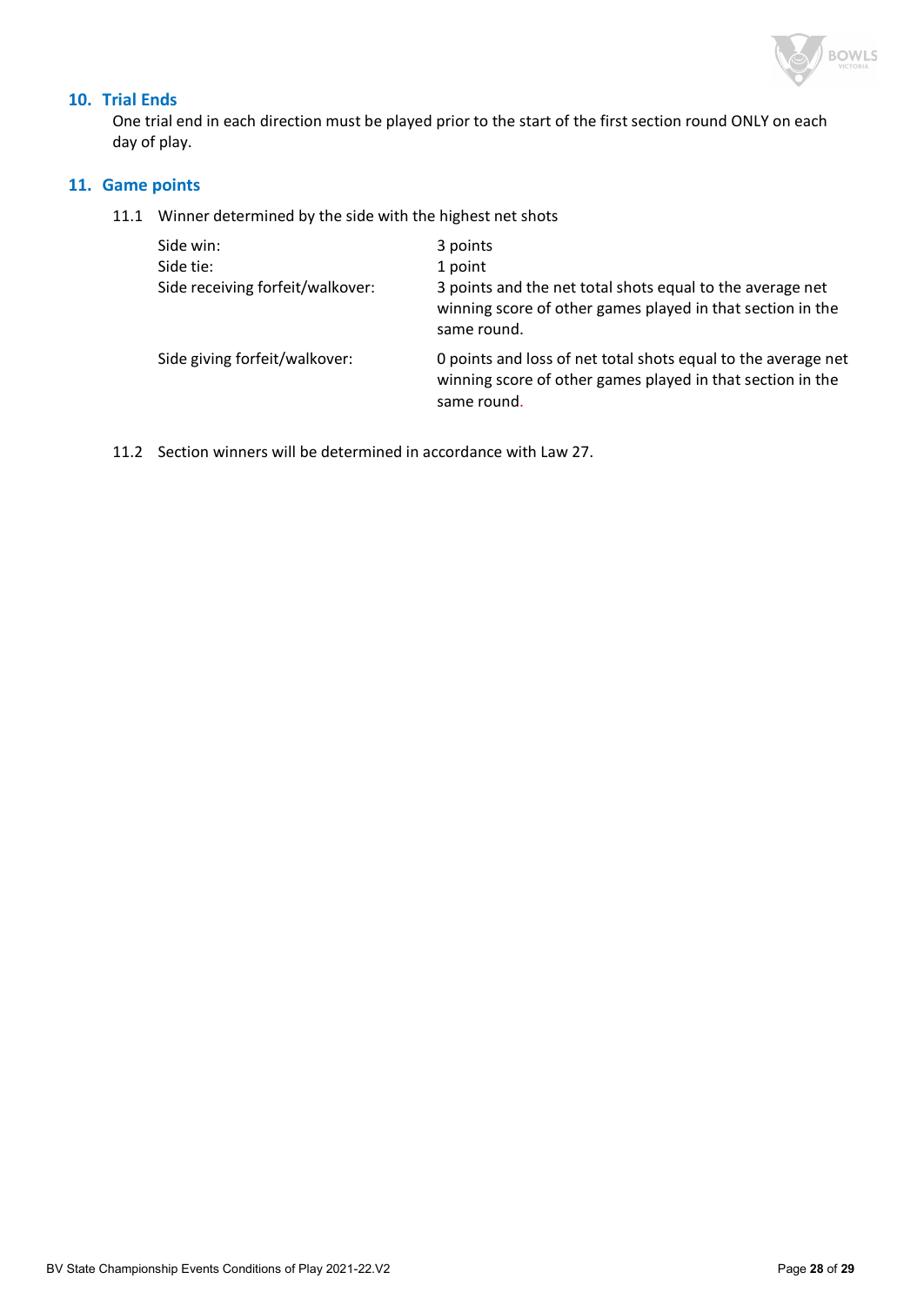## 10. Trial Ends

One trial end in each direction must be played prior to the start of the first section round ONLY on each day of play.

## 11. Game points

11.1 Winner determined by the side with the highest net shots

| | |
|---|---|
| Side win: | 3 points |
| Side tie: | 1 point |
| Side receiving forfeit/walkover: | 3 points and the net total shots equal to the average net winning score of other games played in that section in the same round. |
| Side giving forfeit/walkover: | 0 points and loss of net total shots equal to the average net winning score of other games played in that section in the same round. |

11.2 Section winners will be determined in accordance with Law 27.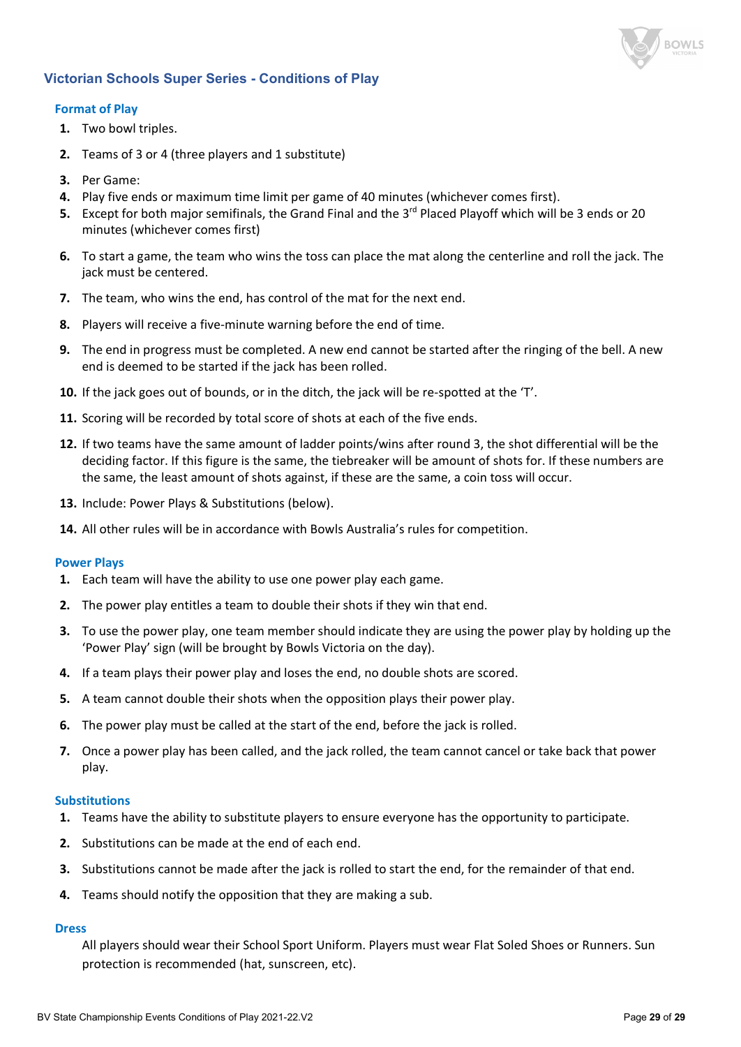## Victorian Schools Super Series - Conditions of Play

### Format of Play

1. Two bowl triples.
2. Teams of 3 or 4 (three players and 1 substitute)
3. Per Game:
4. Play five ends or maximum time limit per game of 40 minutes (whichever comes first).
5. Except for both major semifinals, the Grand Final and the 3rd Placed Playoff which will be 3 ends or 20 minutes (whichever comes first)
6. To start a game, the team who wins the toss can place the mat along the centerline and roll the jack. The jack must be centered.
7. The team, who wins the end, has control of the mat for the next end.
8. Players will receive a five-minute warning before the end of time.
9. The end in progress must be completed. A new end cannot be started after the ringing of the bell. A new end is deemed to be started if the jack has been rolled.
10. If the jack goes out of bounds, or in the ditch, the jack will be re-spotted at the 'T'.
11. Scoring will be recorded by total score of shots at each of the five ends.
12. If two teams have the same amount of ladder points/wins after round 3, the shot differential will be the deciding factor. If this figure is the same, the tiebreaker will be amount of shots for. If these numbers are the same, the least amount of shots against, if these are the same, a coin toss will occur.
13. Include: Power Plays & Substitutions (below).
14. All other rules will be in accordance with Bowls Australia's rules for competition.

### Power Plays

1. Each team will have the ability to use one power play each game.
2. The power play entitles a team to double their shots if they win that end.
3. To use the power play, one team member should indicate they are using the power play by holding up the 'Power Play' sign (will be brought by Bowls Victoria on the day).
4. If a team plays their power play and loses the end, no double shots are scored.
5. A team cannot double their shots when the opposition plays their power play.
6. The power play must be called at the start of the end, before the jack is rolled.
7. Once a power play has been called, and the jack rolled, the team cannot cancel or take back that power play.

### Substitutions

1. Teams have the ability to substitute players to ensure everyone has the opportunity to participate.
2. Substitutions can be made at the end of each end.
3. Substitutions cannot be made after the jack is rolled to start the end, for the remainder of that end.
4. Teams should notify the opposition that they are making a sub.

### Dress

All players should wear their School Sport Uniform. Players must wear Flat Soled Shoes or Runners. Sun protection is recommended (hat, sunscreen, etc).